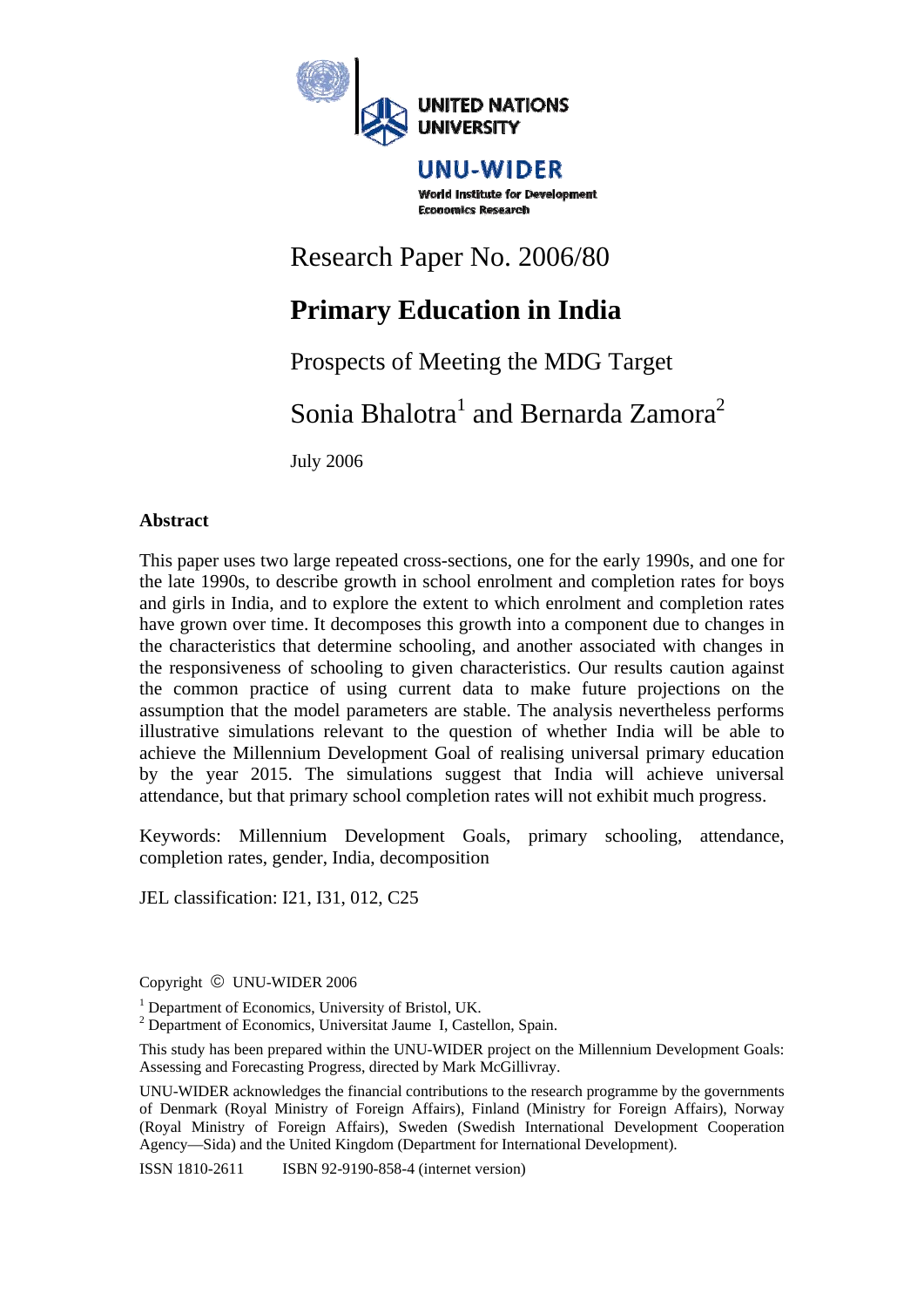UNITED NATIONS UNIVERSITY

UNU-WIDER

World Institute for Development Economics Research

Research Paper No. 2006/80

# Primary Education in India

## Prospects of Meeting the MDG Target

Sonia Bhalotra[1] and Bernarda Zamora[2]

July 2006

### Abstract

This paper uses two large repeated cross-sections, one for the early 1990s, and one for the late 1990s, to describe growth in school enrolment and completion rates for boys and girls in India, and to explore the extent to which enrolment and completion rates have grown over time. It decomposes this growth into a component due to changes in the characteristics that determine schooling, and another associated with changes in the responsiveness of schooling to given characteristics. Our results caution against the common practice of using current data to make future projections on the assumption that the model parameters are stable. The analysis nevertheless performs illustrative simulations relevant to the question of whether India will be able to achieve the Millennium Development Goal of realising universal primary education by the year 2015. The simulations suggest that India will achieve universal attendance, but that primary school completion rates will not exhibit much progress.

Keywords: Millennium Development Goals, primary schooling, attendance, completion rates, gender, India, decomposition

JEL classification: I21, I31, 012, C25

Copyright © UNU-WIDER 2006

[1] Department of Economics, University of Bristol, UK.
[2] Department of Economics, Universitat Jaume I, Castellon, Spain.

This study has been prepared within the UNU-WIDER project on the Millennium Development Goals: Assessing and Forecasting Progress, directed by Mark McGillivray.

UNU-WIDER acknowledges the financial contributions to the research programme by the governments of Denmark (Royal Ministry of Foreign Affairs), Finland (Ministry for Foreign Affairs), Norway (Royal Ministry of Foreign Affairs), Sweden (Swedish International Development Cooperation Agency—Sida) and the United Kingdom (Department for International Development).

ISSN 1810-2611 ISBN 92-9190-858-4 (internet version)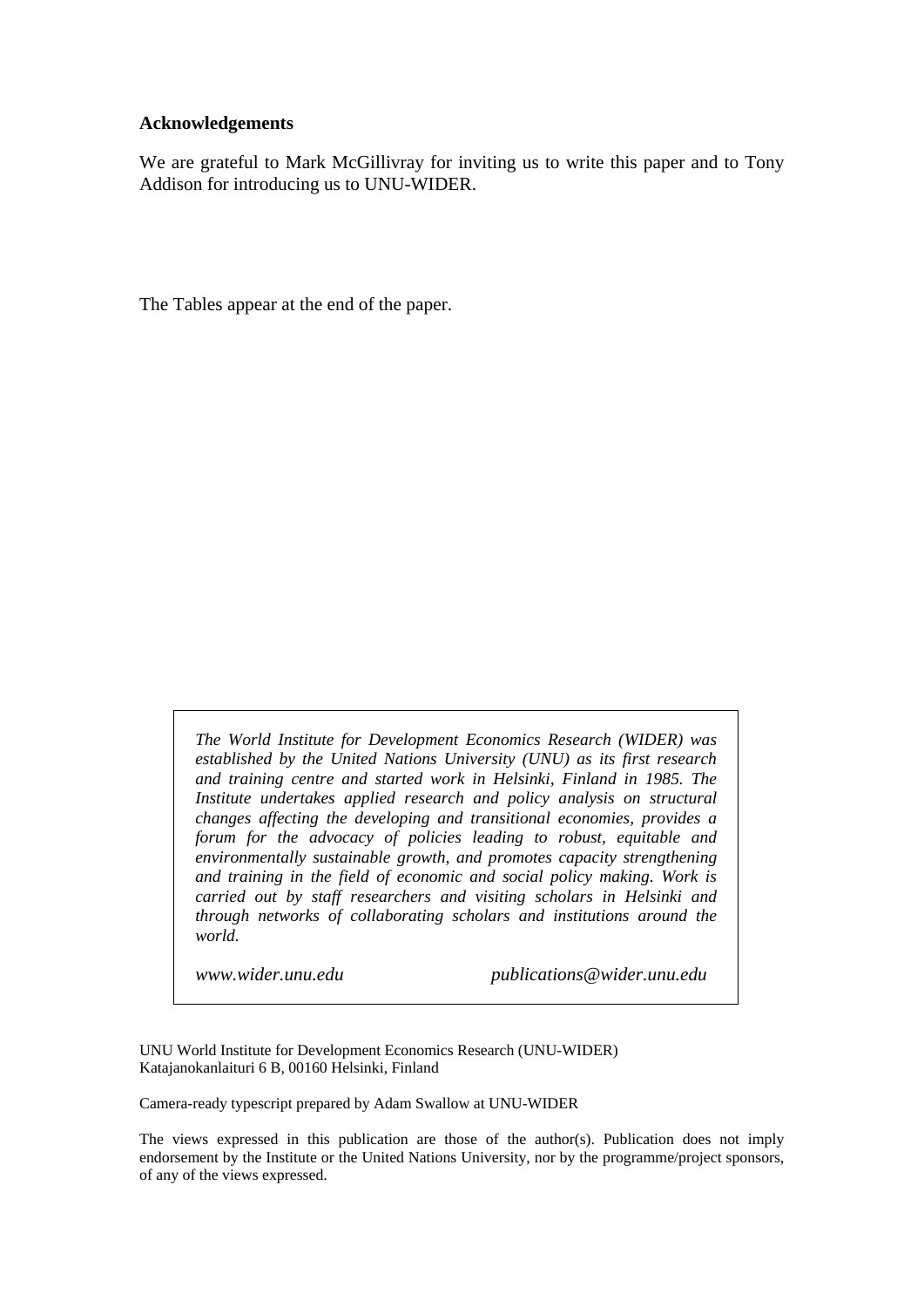**Acknowledgements**

We are grateful to Mark McGillivray for inviting us to write this paper and to Tony Addison for introducing us to UNU-WIDER.

The Tables appear at the end of the paper.

*The World Institute for Development Economics Research (WIDER) was established by the United Nations University (UNU) as its first research and training centre and started work in Helsinki, Finland in 1985. The Institute undertakes applied research and policy analysis on structural changes affecting the developing and transitional economies, provides a forum for the advocacy of policies leading to robust, equitable and environmentally sustainable growth, and promotes capacity strengthening and training in the field of economic and social policy making. Work is carried out by staff researchers and visiting scholars in Helsinki and through networks of collaborating scholars and institutions around the world.*

*www.wider.unu.edu* *publications@wider.unu.edu*

UNU World Institute for Development Economics Research (UNU-WIDER)
Katajanokanlaituri 6 B, 00160 Helsinki, Finland

Camera-ready typescript prepared by Adam Swallow at UNU-WIDER

The views expressed in this publication are those of the author(s). Publication does not imply endorsement by the Institute or the United Nations University, nor by the programme/project sponsors, of any of the views expressed.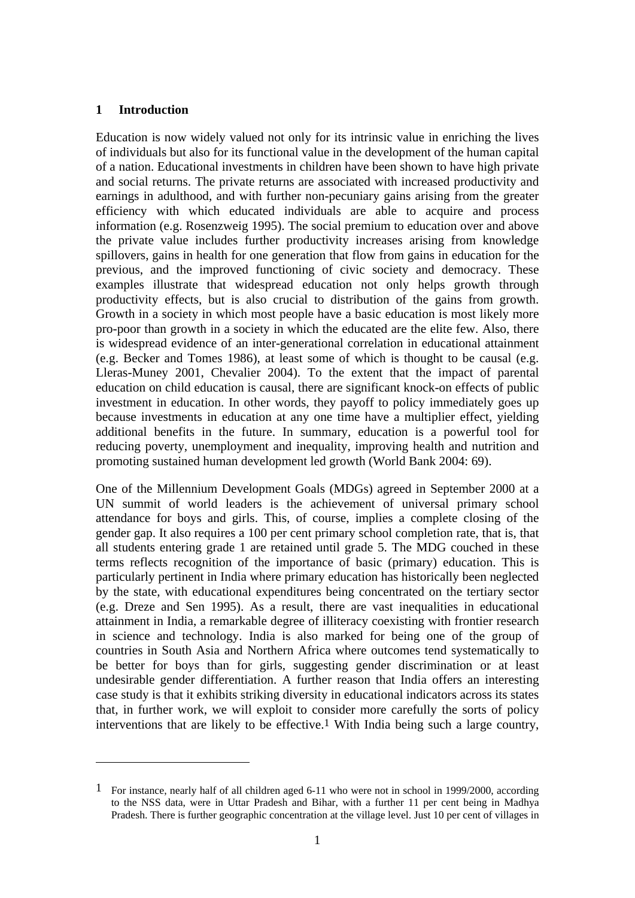## 1 Introduction

Education is now widely valued not only for its intrinsic value in enriching the lives of individuals but also for its functional value in the development of the human capital of a nation. Educational investments in children have been shown to have high private and social returns. The private returns are associated with increased productivity and earnings in adulthood, and with further non-pecuniary gains arising from the greater efficiency with which educated individuals are able to acquire and process information (e.g. Rosenzweig 1995). The social premium to education over and above the private value includes further productivity increases arising from knowledge spillovers, gains in health for one generation that flow from gains in education for the previous, and the improved functioning of civic society and democracy. These examples illustrate that widespread education not only helps growth through productivity effects, but is also crucial to distribution of the gains from growth. Growth in a society in which most people have a basic education is most likely more pro-poor than growth in a society in which the educated are the elite few. Also, there is widespread evidence of an inter-generational correlation in educational attainment (e.g. Becker and Tomes 1986), at least some of which is thought to be causal (e.g. Lleras-Muney 2001, Chevalier 2004). To the extent that the impact of parental education on child education is causal, there are significant knock-on effects of public investment in education. In other words, they payoff to policy immediately goes up because investments in education at any one time have a multiplier effect, yielding additional benefits in the future. In summary, education is a powerful tool for reducing poverty, unemployment and inequality, improving health and nutrition and promoting sustained human development led growth (World Bank 2004: 69).

One of the Millennium Development Goals (MDGs) agreed in September 2000 at a UN summit of world leaders is the achievement of universal primary school attendance for boys and girls. This, of course, implies a complete closing of the gender gap. It also requires a 100 per cent primary school completion rate, that is, that all students entering grade 1 are retained until grade 5. The MDG couched in these terms reflects recognition of the importance of basic (primary) education. This is particularly pertinent in India where primary education has historically been neglected by the state, with educational expenditures being concentrated on the tertiary sector (e.g. Dreze and Sen 1995). As a result, there are vast inequalities in educational attainment in India, a remarkable degree of illiteracy coexisting with frontier research in science and technology. India is also marked for being one of the group of countries in South Asia and Northern Africa where outcomes tend systematically to be better for boys than for girls, suggesting gender discrimination or at least undesirable gender differentiation. A further reason that India offers an interesting case study is that it exhibits striking diversity in educational indicators across its states that, in further work, we will exploit to consider more carefully the sorts of policy interventions that are likely to be effective.[1] With India being such a large country,

---

[1] For instance, nearly half of all children aged 6-11 who were not in school in 1999/2000, according to the NSS data, were in Uttar Pradesh and Bihar, with a further 11 per cent being in Madhya Pradesh. There is further geographic concentration at the village level. Just 10 per cent of villages in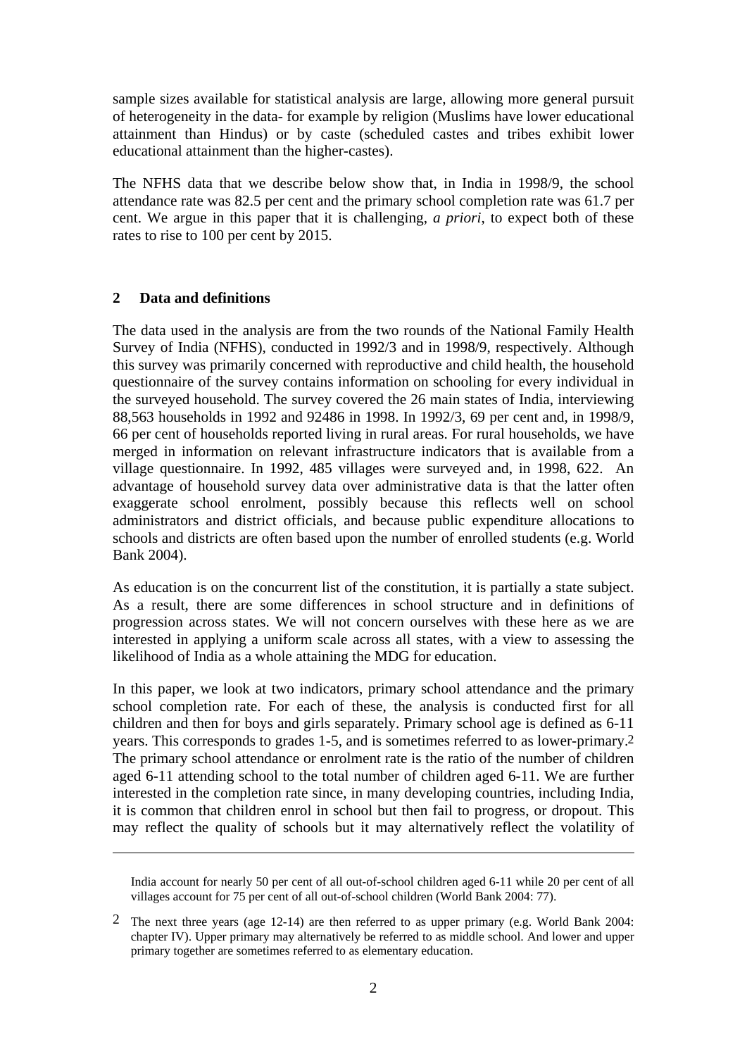sample sizes available for statistical analysis are large, allowing more general pursuit of heterogeneity in the data- for example by religion (Muslims have lower educational attainment than Hindus) or by caste (scheduled castes and tribes exhibit lower educational attainment than the higher-castes).

The NFHS data that we describe below show that, in India in 1998/9, the school attendance rate was 82.5 per cent and the primary school completion rate was 61.7 per cent. We argue in this paper that it is challenging, *a priori*, to expect both of these rates to rise to 100 per cent by 2015.

## 2 Data and definitions

The data used in the analysis are from the two rounds of the National Family Health Survey of India (NFHS), conducted in 1992/3 and in 1998/9, respectively. Although this survey was primarily concerned with reproductive and child health, the household questionnaire of the survey contains information on schooling for every individual in the surveyed household. The survey covered the 26 main states of India, interviewing 88,563 households in 1992 and 92486 in 1998. In 1992/3, 69 per cent and, in 1998/9, 66 per cent of households reported living in rural areas. For rural households, we have merged in information on relevant infrastructure indicators that is available from a village questionnaire. In 1992, 485 villages were surveyed and, in 1998, 622. An advantage of household survey data over administrative data is that the latter often exaggerate school enrolment, possibly because this reflects well on school administrators and district officials, and because public expenditure allocations to schools and districts are often based upon the number of enrolled students (e.g. World Bank 2004).

As education is on the concurrent list of the constitution, it is partially a state subject. As a result, there are some differences in school structure and in definitions of progression across states. We will not concern ourselves with these here as we are interested in applying a uniform scale across all states, with a view to assessing the likelihood of India as a whole attaining the MDG for education.

In this paper, we look at two indicators, primary school attendance and the primary school completion rate. For each of these, the analysis is conducted first for all children and then for boys and girls separately. Primary school age is defined as 6-11 years. This corresponds to grades 1-5, and is sometimes referred to as lower-primary.[2] The primary school attendance or enrolment rate is the ratio of the number of children aged 6-11 attending school to the total number of children aged 6-11. We are further interested in the completion rate since, in many developing countries, including India, it is common that children enrol in school but then fail to progress, or dropout. This may reflect the quality of schools but it may alternatively reflect the volatility of

---

India account for nearly 50 per cent of all out-of-school children aged 6-11 while 20 per cent of all villages account for 75 per cent of all out-of-school children (World Bank 2004: 77).

[2] The next three years (age 12-14) are then referred to as upper primary (e.g. World Bank 2004: chapter IV). Upper primary may alternatively be referred to as middle school. And lower and upper primary together are sometimes referred to as elementary education.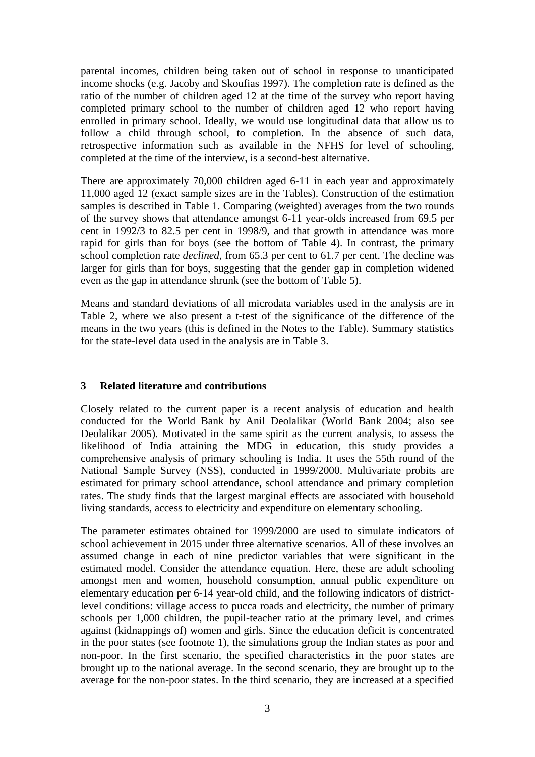parental incomes, children being taken out of school in response to unanticipated income shocks (e.g. Jacoby and Skoufias 1997). The completion rate is defined as the ratio of the number of children aged 12 at the time of the survey who report having completed primary school to the number of children aged 12 who report having enrolled in primary school. Ideally, we would use longitudinal data that allow us to follow a child through school, to completion. In the absence of such data, retrospective information such as available in the NFHS for level of schooling, completed at the time of the interview, is a second-best alternative.

There are approximately 70,000 children aged 6-11 in each year and approximately 11,000 aged 12 (exact sample sizes are in the Tables). Construction of the estimation samples is described in Table 1. Comparing (weighted) averages from the two rounds of the survey shows that attendance amongst 6-11 year-olds increased from 69.5 per cent in 1992/3 to 82.5 per cent in 1998/9, and that growth in attendance was more rapid for girls than for boys (see the bottom of Table 4). In contrast, the primary school completion rate *declined*, from 65.3 per cent to 61.7 per cent. The decline was larger for girls than for boys, suggesting that the gender gap in completion widened even as the gap in attendance shrunk (see the bottom of Table 5).

Means and standard deviations of all microdata variables used in the analysis are in Table 2, where we also present a t-test of the significance of the difference of the means in the two years (this is defined in the Notes to the Table). Summary statistics for the state-level data used in the analysis are in Table 3.

## 3 Related literature and contributions

Closely related to the current paper is a recent analysis of education and health conducted for the World Bank by Anil Deolalikar (World Bank 2004; also see Deolalikar 2005). Motivated in the same spirit as the current analysis, to assess the likelihood of India attaining the MDG in education, this study provides a comprehensive analysis of primary schooling is India. It uses the 55th round of the National Sample Survey (NSS), conducted in 1999/2000. Multivariate probits are estimated for primary school attendance, school attendance and primary completion rates. The study finds that the largest marginal effects are associated with household living standards, access to electricity and expenditure on elementary schooling.

The parameter estimates obtained for 1999/2000 are used to simulate indicators of school achievement in 2015 under three alternative scenarios. All of these involves an assumed change in each of nine predictor variables that were significant in the estimated model. Consider the attendance equation. Here, these are adult schooling amongst men and women, household consumption, annual public expenditure on elementary education per 6-14 year-old child, and the following indicators of district-level conditions: village access to pucca roads and electricity, the number of primary schools per 1,000 children, the pupil-teacher ratio at the primary level, and crimes against (kidnappings of) women and girls. Since the education deficit is concentrated in the poor states (see footnote 1), the simulations group the Indian states as poor and non-poor. In the first scenario, the specified characteristics in the poor states are brought up to the national average. In the second scenario, they are brought up to the average for the non-poor states. In the third scenario, they are increased at a specified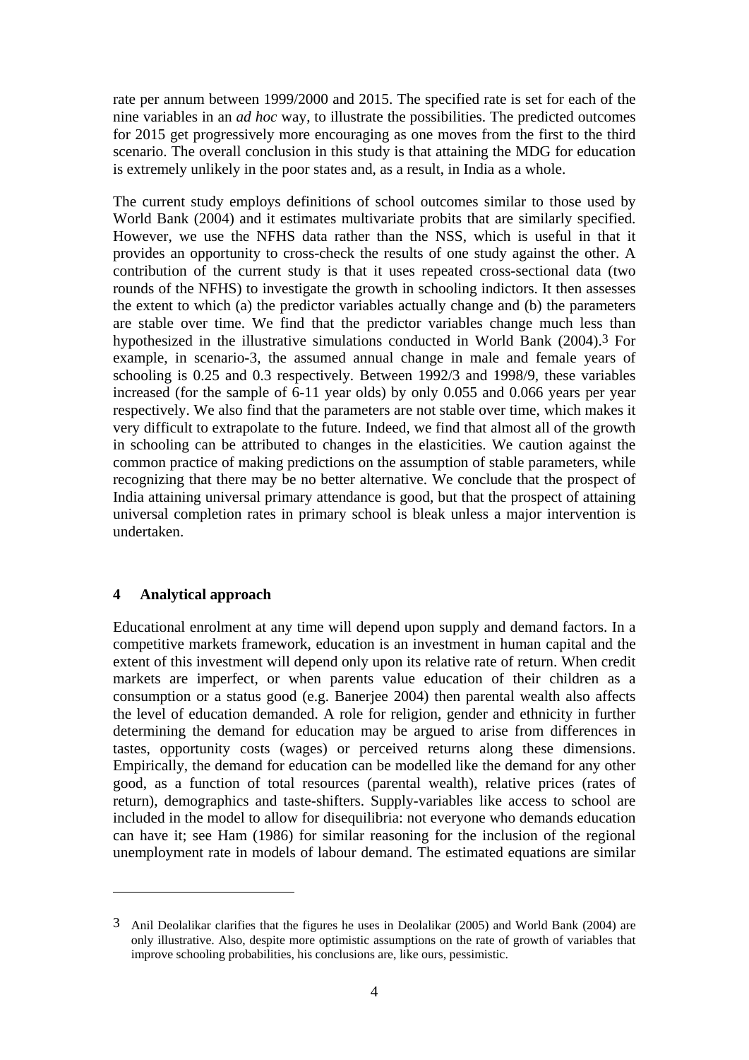rate per annum between 1999/2000 and 2015. The specified rate is set for each of the nine variables in an *ad hoc* way, to illustrate the possibilities. The predicted outcomes for 2015 get progressively more encouraging as one moves from the first to the third scenario. The overall conclusion in this study is that attaining the MDG for education is extremely unlikely in the poor states and, as a result, in India as a whole.

The current study employs definitions of school outcomes similar to those used by World Bank (2004) and it estimates multivariate probits that are similarly specified. However, we use the NFHS data rather than the NSS, which is useful in that it provides an opportunity to cross-check the results of one study against the other. A contribution of the current study is that it uses repeated cross-sectional data (two rounds of the NFHS) to investigate the growth in schooling indictors. It then assesses the extent to which (a) the predictor variables actually change and (b) the parameters are stable over time. We find that the predictor variables change much less than hypothesized in the illustrative simulations conducted in World Bank (2004).[3] For example, in scenario-3, the assumed annual change in male and female years of schooling is 0.25 and 0.3 respectively. Between 1992/3 and 1998/9, these variables increased (for the sample of 6-11 year olds) by only 0.055 and 0.066 years per year respectively. We also find that the parameters are not stable over time, which makes it very difficult to extrapolate to the future. Indeed, we find that almost all of the growth in schooling can be attributed to changes in the elasticities. We caution against the common practice of making predictions on the assumption of stable parameters, while recognizing that there may be no better alternative. We conclude that the prospect of India attaining universal primary attendance is good, but that the prospect of attaining universal completion rates in primary school is bleak unless a major intervention is undertaken.

## 4 Analytical approach

Educational enrolment at any time will depend upon supply and demand factors. In a competitive markets framework, education is an investment in human capital and the extent of this investment will depend only upon its relative rate of return. When credit markets are imperfect, or when parents value education of their children as a consumption or a status good (e.g. Banerjee 2004) then parental wealth also affects the level of education demanded. A role for religion, gender and ethnicity in further determining the demand for education may be argued to arise from differences in tastes, opportunity costs (wages) or perceived returns along these dimensions. Empirically, the demand for education can be modelled like the demand for any other good, as a function of total resources (parental wealth), relative prices (rates of return), demographics and taste-shifters. Supply-variables like access to school are included in the model to allow for disequilibria: not everyone who demands education can have it; see Ham (1986) for similar reasoning for the inclusion of the regional unemployment rate in models of labour demand. The estimated equations are similar

---

[3] Anil Deolalikar clarifies that the figures he uses in Deolalikar (2005) and World Bank (2004) are only illustrative. Also, despite more optimistic assumptions on the rate of growth of variables that improve schooling probabilities, his conclusions are, like ours, pessimistic.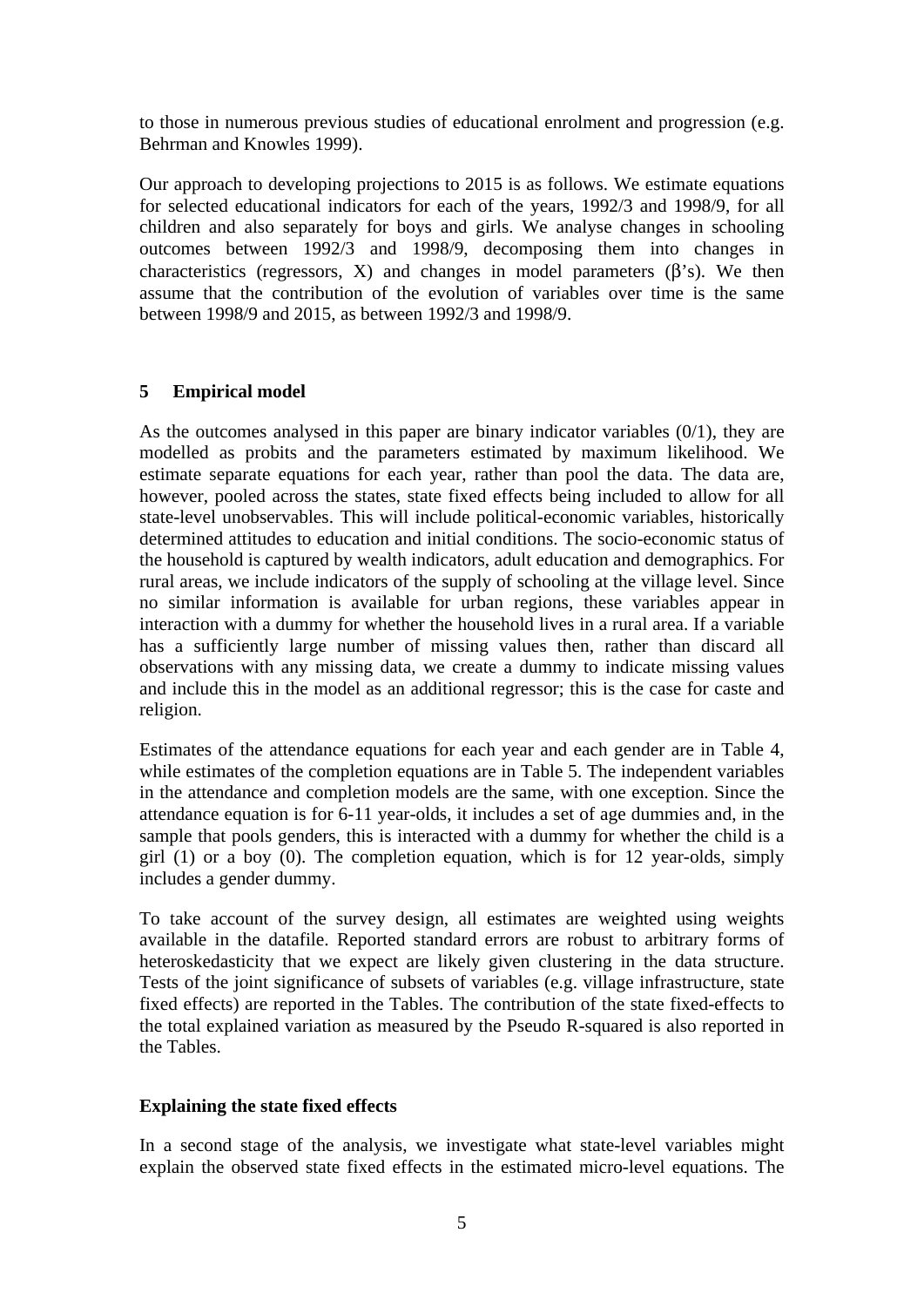to those in numerous previous studies of educational enrolment and progression (e.g. Behrman and Knowles 1999).

Our approach to developing projections to 2015 is as follows. We estimate equations for selected educational indicators for each of the years, 1992/3 and 1998/9, for all children and also separately for boys and girls. We analyse changes in schooling outcomes between 1992/3 and 1998/9, decomposing them into changes in characteristics (regressors, X) and changes in model parameters ($\beta$'s). We then assume that the contribution of the evolution of variables over time is the same between 1998/9 and 2015, as between 1992/3 and 1998/9.

## 5 Empirical model

As the outcomes analysed in this paper are binary indicator variables (0/1), they are modelled as probits and the parameters estimated by maximum likelihood. We estimate separate equations for each year, rather than pool the data. The data are, however, pooled across the states, state fixed effects being included to allow for all state-level unobservables. This will include political-economic variables, historically determined attitudes to education and initial conditions. The socio-economic status of the household is captured by wealth indicators, adult education and demographics. For rural areas, we include indicators of the supply of schooling at the village level. Since no similar information is available for urban regions, these variables appear in interaction with a dummy for whether the household lives in a rural area. If a variable has a sufficiently large number of missing values then, rather than discard all observations with any missing data, we create a dummy to indicate missing values and include this in the model as an additional regressor; this is the case for caste and religion.

Estimates of the attendance equations for each year and each gender are in Table 4, while estimates of the completion equations are in Table 5. The independent variables in the attendance and completion models are the same, with one exception. Since the attendance equation is for 6-11 year-olds, it includes a set of age dummies and, in the sample that pools genders, this is interacted with a dummy for whether the child is a girl (1) or a boy (0). The completion equation, which is for 12 year-olds, simply includes a gender dummy.

To take account of the survey design, all estimates are weighted using weights available in the datafile. Reported standard errors are robust to arbitrary forms of heteroskedasticity that we expect are likely given clustering in the data structure. Tests of the joint significance of subsets of variables (e.g. village infrastructure, state fixed effects) are reported in the Tables. The contribution of the state fixed-effects to the total explained variation as measured by the Pseudo R-squared is also reported in the Tables.

### Explaining the state fixed effects

In a second stage of the analysis, we investigate what state-level variables might explain the observed state fixed effects in the estimated micro-level equations. The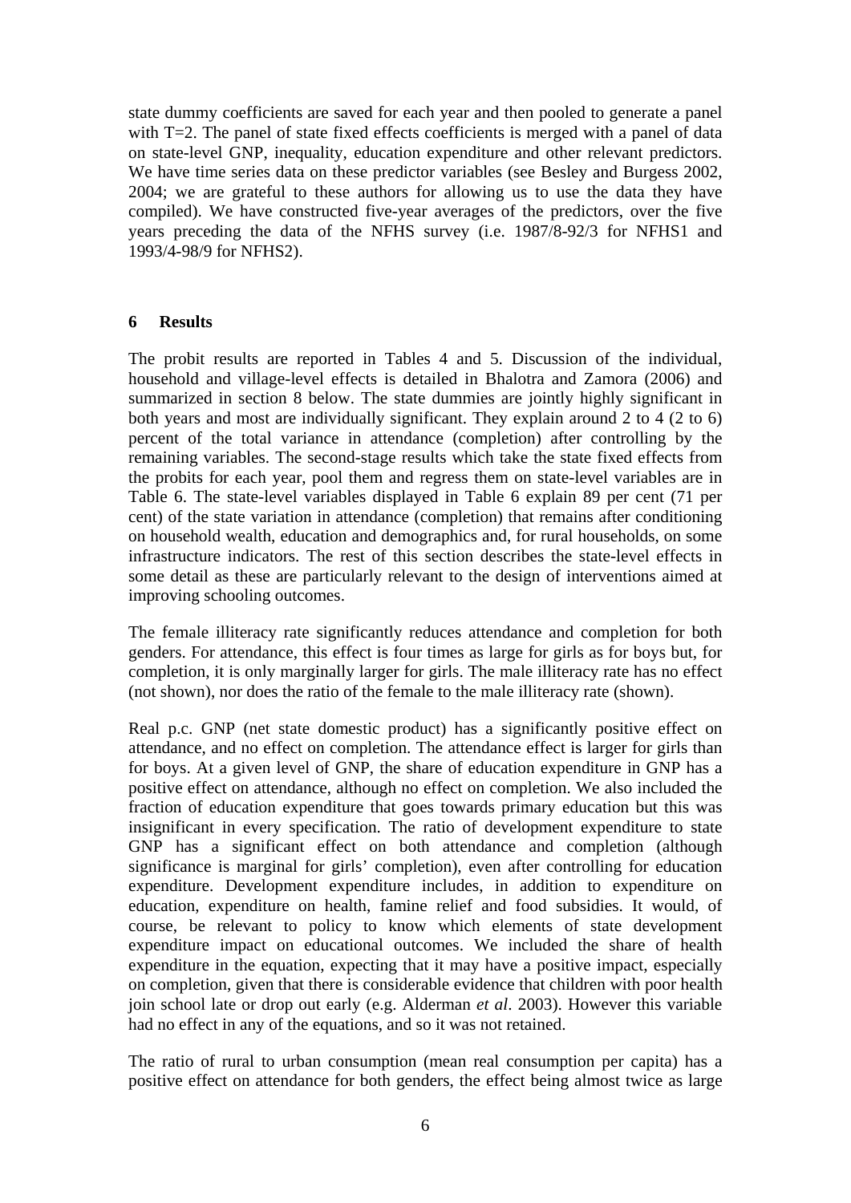state dummy coefficients are saved for each year and then pooled to generate a panel with T=2. The panel of state fixed effects coefficients is merged with a panel of data on state-level GNP, inequality, education expenditure and other relevant predictors. We have time series data on these predictor variables (see Besley and Burgess 2002, 2004; we are grateful to these authors for allowing us to use the data they have compiled). We have constructed five-year averages of the predictors, over the five years preceding the data of the NFHS survey (i.e. 1987/8-92/3 for NFHS1 and 1993/4-98/9 for NFHS2).

## 6 Results

The probit results are reported in Tables 4 and 5. Discussion of the individual, household and village-level effects is detailed in Bhalotra and Zamora (2006) and summarized in section 8 below. The state dummies are jointly highly significant in both years and most are individually significant. They explain around 2 to 4 (2 to 6) percent of the total variance in attendance (completion) after controlling by the remaining variables. The second-stage results which take the state fixed effects from the probits for each year, pool them and regress them on state-level variables are in Table 6. The state-level variables displayed in Table 6 explain 89 per cent (71 per cent) of the state variation in attendance (completion) that remains after conditioning on household wealth, education and demographics and, for rural households, on some infrastructure indicators. The rest of this section describes the state-level effects in some detail as these are particularly relevant to the design of interventions aimed at improving schooling outcomes.

The female illiteracy rate significantly reduces attendance and completion for both genders. For attendance, this effect is four times as large for girls as for boys but, for completion, it is only marginally larger for girls. The male illiteracy rate has no effect (not shown), nor does the ratio of the female to the male illiteracy rate (shown).

Real p.c. GNP (net state domestic product) has a significantly positive effect on attendance, and no effect on completion. The attendance effect is larger for girls than for boys. At a given level of GNP, the share of education expenditure in GNP has a positive effect on attendance, although no effect on completion. We also included the fraction of education expenditure that goes towards primary education but this was insignificant in every specification. The ratio of development expenditure to state GNP has a significant effect on both attendance and completion (although significance is marginal for girls' completion), even after controlling for education expenditure. Development expenditure includes, in addition to expenditure on education, expenditure on health, famine relief and food subsidies. It would, of course, be relevant to policy to know which elements of state development expenditure impact on educational outcomes. We included the share of health expenditure in the equation, expecting that it may have a positive impact, especially on completion, given that there is considerable evidence that children with poor health join school late or drop out early (e.g. Alderman *et al*. 2003). However this variable had no effect in any of the equations, and so it was not retained.

The ratio of rural to urban consumption (mean real consumption per capita) has a positive effect on attendance for both genders, the effect being almost twice as large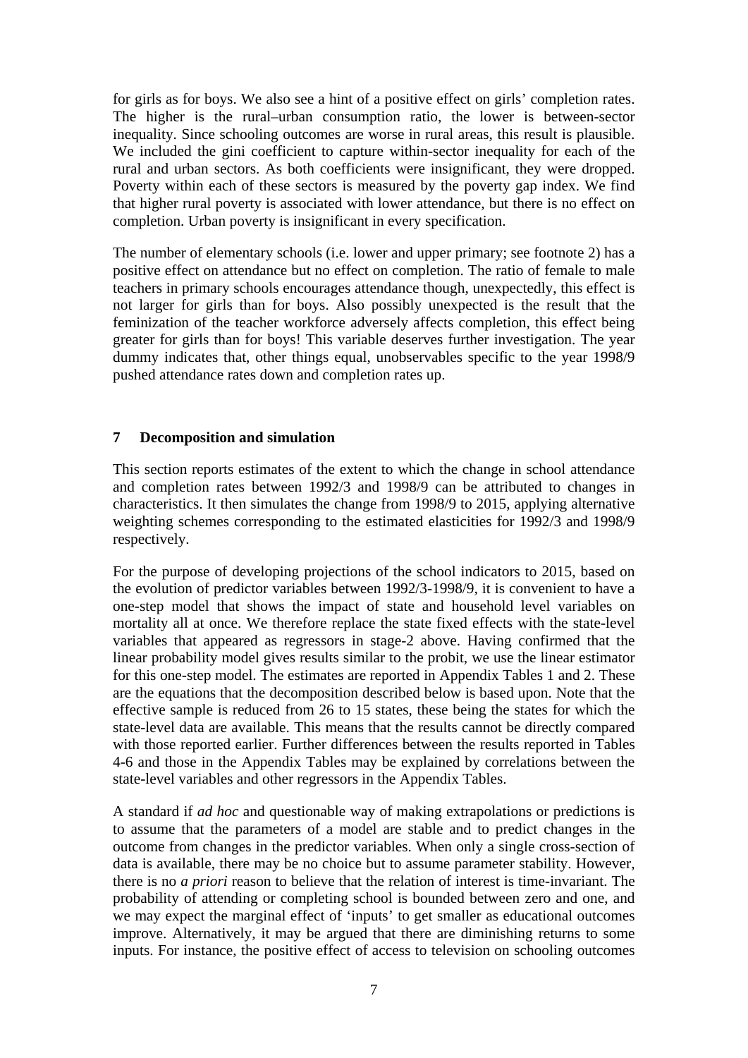for girls as for boys. We also see a hint of a positive effect on girls' completion rates. The higher is the rural–urban consumption ratio, the lower is between-sector inequality. Since schooling outcomes are worse in rural areas, this result is plausible. We included the gini coefficient to capture within-sector inequality for each of the rural and urban sectors. As both coefficients were insignificant, they were dropped. Poverty within each of these sectors is measured by the poverty gap index. We find that higher rural poverty is associated with lower attendance, but there is no effect on completion. Urban poverty is insignificant in every specification.

The number of elementary schools (i.e. lower and upper primary; see footnote 2) has a positive effect on attendance but no effect on completion. The ratio of female to male teachers in primary schools encourages attendance though, unexpectedly, this effect is not larger for girls than for boys. Also possibly unexpected is the result that the feminization of the teacher workforce adversely affects completion, this effect being greater for girls than for boys! This variable deserves further investigation. The year dummy indicates that, other things equal, unobservables specific to the year 1998/9 pushed attendance rates down and completion rates up.

## 7 Decomposition and simulation

This section reports estimates of the extent to which the change in school attendance and completion rates between 1992/3 and 1998/9 can be attributed to changes in characteristics. It then simulates the change from 1998/9 to 2015, applying alternative weighting schemes corresponding to the estimated elasticities for 1992/3 and 1998/9 respectively.

For the purpose of developing projections of the school indicators to 2015, based on the evolution of predictor variables between 1992/3-1998/9, it is convenient to have a one-step model that shows the impact of state and household level variables on mortality all at once. We therefore replace the state fixed effects with the state-level variables that appeared as regressors in stage-2 above. Having confirmed that the linear probability model gives results similar to the probit, we use the linear estimator for this one-step model. The estimates are reported in Appendix Tables 1 and 2. These are the equations that the decomposition described below is based upon. Note that the effective sample is reduced from 26 to 15 states, these being the states for which the state-level data are available. This means that the results cannot be directly compared with those reported earlier. Further differences between the results reported in Tables 4-6 and those in the Appendix Tables may be explained by correlations between the state-level variables and other regressors in the Appendix Tables.

A standard if *ad hoc* and questionable way of making extrapolations or predictions is to assume that the parameters of a model are stable and to predict changes in the outcome from changes in the predictor variables. When only a single cross-section of data is available, there may be no choice but to assume parameter stability. However, there is no *a priori* reason to believe that the relation of interest is time-invariant. The probability of attending or completing school is bounded between zero and one, and we may expect the marginal effect of 'inputs' to get smaller as educational outcomes improve. Alternatively, it may be argued that there are diminishing returns to some inputs. For instance, the positive effect of access to television on schooling outcomes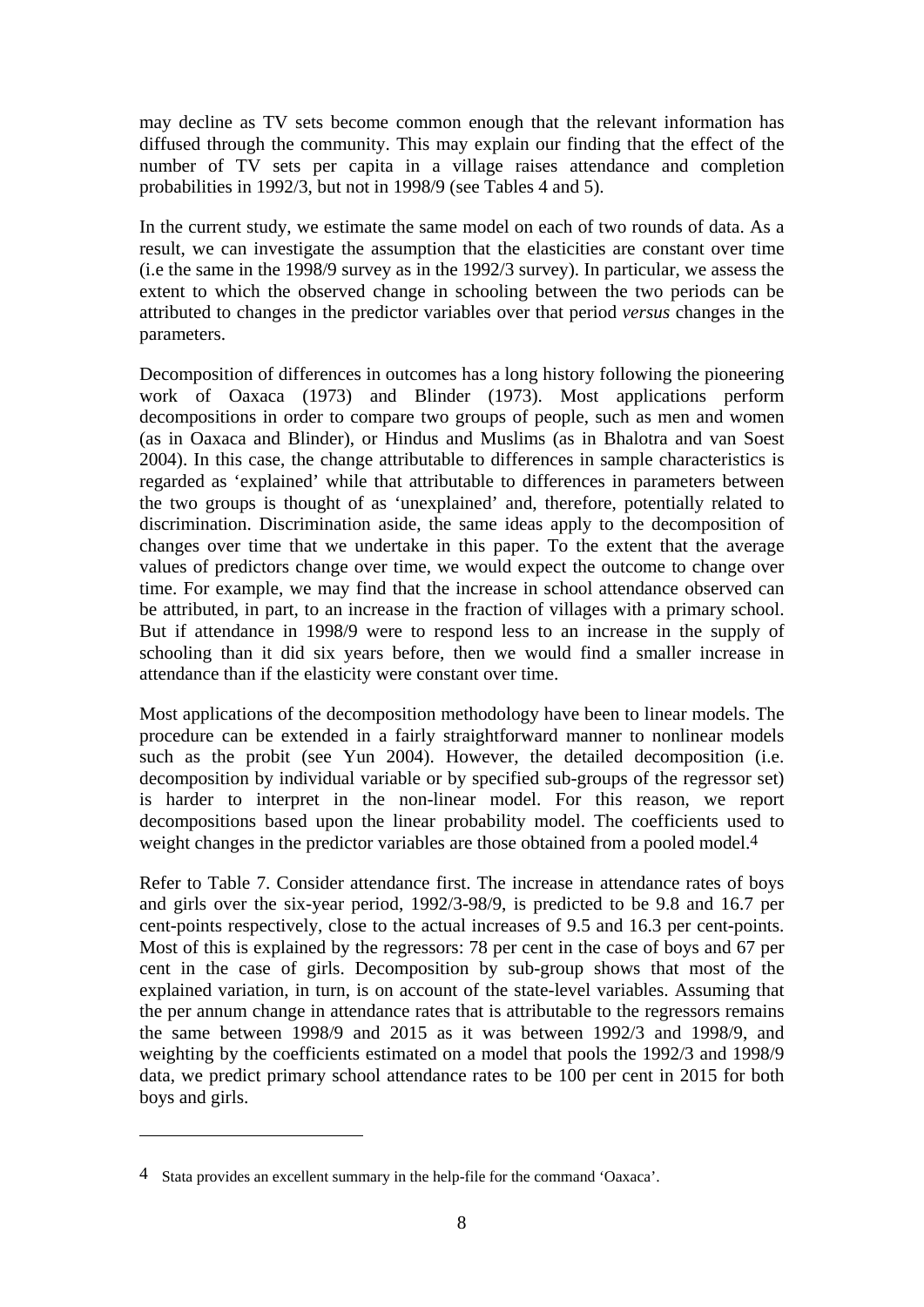may decline as TV sets become common enough that the relevant information has diffused through the community. This may explain our finding that the effect of the number of TV sets per capita in a village raises attendance and completion probabilities in 1992/3, but not in 1998/9 (see Tables 4 and 5).

In the current study, we estimate the same model on each of two rounds of data. As a result, we can investigate the assumption that the elasticities are constant over time (i.e the same in the 1998/9 survey as in the 1992/3 survey). In particular, we assess the extent to which the observed change in schooling between the two periods can be attributed to changes in the predictor variables over that period *versus* changes in the parameters.

Decomposition of differences in outcomes has a long history following the pioneering work of Oaxaca (1973) and Blinder (1973). Most applications perform decompositions in order to compare two groups of people, such as men and women (as in Oaxaca and Blinder), or Hindus and Muslims (as in Bhalotra and van Soest 2004). In this case, the change attributable to differences in sample characteristics is regarded as 'explained' while that attributable to differences in parameters between the two groups is thought of as 'unexplained' and, therefore, potentially related to discrimination. Discrimination aside, the same ideas apply to the decomposition of changes over time that we undertake in this paper. To the extent that the average values of predictors change over time, we would expect the outcome to change over time. For example, we may find that the increase in school attendance observed can be attributed, in part, to an increase in the fraction of villages with a primary school. But if attendance in 1998/9 were to respond less to an increase in the supply of schooling than it did six years before, then we would find a smaller increase in attendance than if the elasticity were constant over time.

Most applications of the decomposition methodology have been to linear models. The procedure can be extended in a fairly straightforward manner to nonlinear models such as the probit (see Yun 2004). However, the detailed decomposition (i.e. decomposition by individual variable or by specified sub-groups of the regressor set) is harder to interpret in the non-linear model. For this reason, we report decompositions based upon the linear probability model. The coefficients used to weight changes in the predictor variables are those obtained from a pooled model.[4]

Refer to Table 7. Consider attendance first. The increase in attendance rates of boys and girls over the six-year period, 1992/3-98/9, is predicted to be 9.8 and 16.7 per cent-points respectively, close to the actual increases of 9.5 and 16.3 per cent-points. Most of this is explained by the regressors: 78 per cent in the case of boys and 67 per cent in the case of girls. Decomposition by sub-group shows that most of the explained variation, in turn, is on account of the state-level variables. Assuming that the per annum change in attendance rates that is attributable to the regressors remains the same between 1998/9 and 2015 as it was between 1992/3 and 1998/9, and weighting by the coefficients estimated on a model that pools the 1992/3 and 1998/9 data, we predict primary school attendance rates to be 100 per cent in 2015 for both boys and girls.

---

[4] Stata provides an excellent summary in the help-file for the command 'Oaxaca'.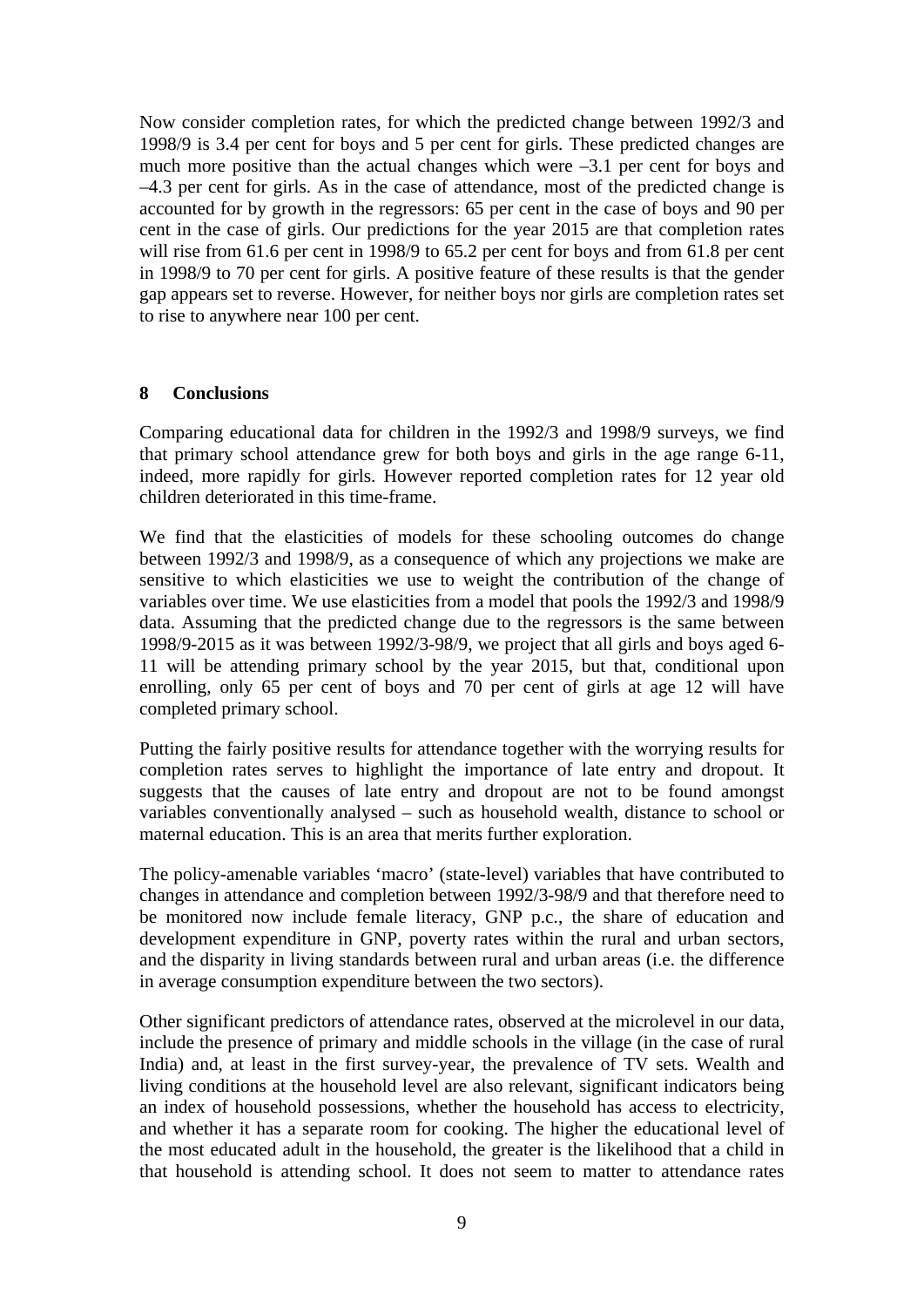Now consider completion rates, for which the predicted change between 1992/3 and 1998/9 is 3.4 per cent for boys and 5 per cent for girls. These predicted changes are much more positive than the actual changes which were –3.1 per cent for boys and –4.3 per cent for girls. As in the case of attendance, most of the predicted change is accounted for by growth in the regressors: 65 per cent in the case of boys and 90 per cent in the case of girls. Our predictions for the year 2015 are that completion rates will rise from 61.6 per cent in 1998/9 to 65.2 per cent for boys and from 61.8 per cent in 1998/9 to 70 per cent for girls. A positive feature of these results is that the gender gap appears set to reverse. However, for neither boys nor girls are completion rates set to rise to anywhere near 100 per cent.

## 8 Conclusions

Comparing educational data for children in the 1992/3 and 1998/9 surveys, we find that primary school attendance grew for both boys and girls in the age range 6-11, indeed, more rapidly for girls. However reported completion rates for 12 year old children deteriorated in this time-frame.

We find that the elasticities of models for these schooling outcomes do change between 1992/3 and 1998/9, as a consequence of which any projections we make are sensitive to which elasticities we use to weight the contribution of the change of variables over time. We use elasticities from a model that pools the 1992/3 and 1998/9 data. Assuming that the predicted change due to the regressors is the same between 1998/9-2015 as it was between 1992/3-98/9, we project that all girls and boys aged 6-11 will be attending primary school by the year 2015, but that, conditional upon enrolling, only 65 per cent of boys and 70 per cent of girls at age 12 will have completed primary school.

Putting the fairly positive results for attendance together with the worrying results for completion rates serves to highlight the importance of late entry and dropout. It suggests that the causes of late entry and dropout are not to be found amongst variables conventionally analysed – such as household wealth, distance to school or maternal education. This is an area that merits further exploration.

The policy-amenable variables 'macro' (state-level) variables that have contributed to changes in attendance and completion between 1992/3-98/9 and that therefore need to be monitored now include female literacy, GNP p.c., the share of education and development expenditure in GNP, poverty rates within the rural and urban sectors, and the disparity in living standards between rural and urban areas (i.e. the difference in average consumption expenditure between the two sectors).

Other significant predictors of attendance rates, observed at the microlevel in our data, include the presence of primary and middle schools in the village (in the case of rural India) and, at least in the first survey-year, the prevalence of TV sets. Wealth and living conditions at the household level are also relevant, significant indicators being an index of household possessions, whether the household has access to electricity, and whether it has a separate room for cooking. The higher the educational level of the most educated adult in the household, the greater is the likelihood that a child in that household is attending school. It does not seem to matter to attendance rates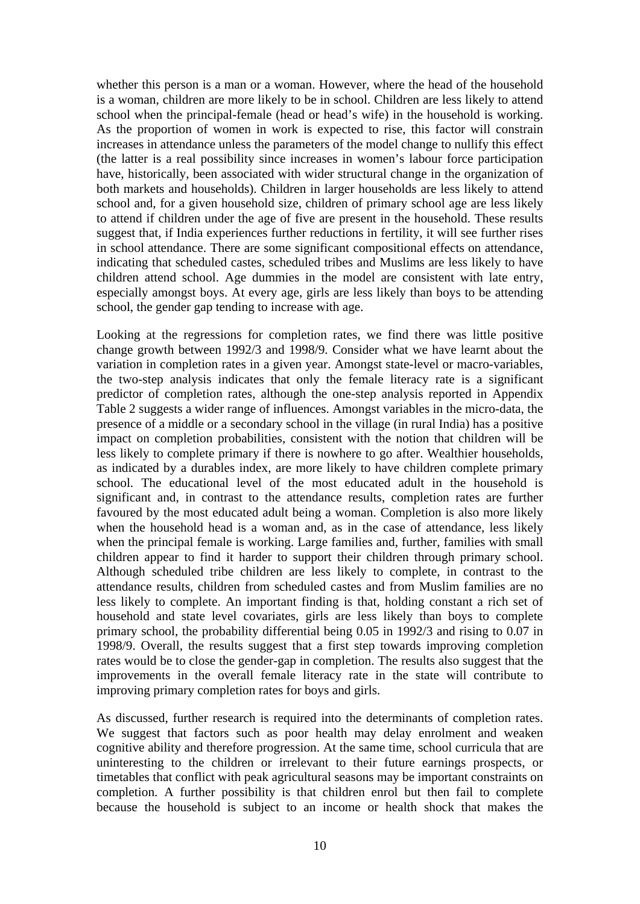whether this person is a man or a woman. However, where the head of the household is a woman, children are more likely to be in school. Children are less likely to attend school when the principal-female (head or head's wife) in the household is working. As the proportion of women in work is expected to rise, this factor will constrain increases in attendance unless the parameters of the model change to nullify this effect (the latter is a real possibility since increases in women's labour force participation have, historically, been associated with wider structural change in the organization of both markets and households). Children in larger households are less likely to attend school and, for a given household size, children of primary school age are less likely to attend if children under the age of five are present in the household. These results suggest that, if India experiences further reductions in fertility, it will see further rises in school attendance. There are some significant compositional effects on attendance, indicating that scheduled castes, scheduled tribes and Muslims are less likely to have children attend school. Age dummies in the model are consistent with late entry, especially amongst boys. At every age, girls are less likely than boys to be attending school, the gender gap tending to increase with age.

Looking at the regressions for completion rates, we find there was little positive change growth between 1992/3 and 1998/9. Consider what we have learnt about the variation in completion rates in a given year. Amongst state-level or macro-variables, the two-step analysis indicates that only the female literacy rate is a significant predictor of completion rates, although the one-step analysis reported in Appendix Table 2 suggests a wider range of influences. Amongst variables in the micro-data, the presence of a middle or a secondary school in the village (in rural India) has a positive impact on completion probabilities, consistent with the notion that children will be less likely to complete primary if there is nowhere to go after. Wealthier households, as indicated by a durables index, are more likely to have children complete primary school. The educational level of the most educated adult in the household is significant and, in contrast to the attendance results, completion rates are further favoured by the most educated adult being a woman. Completion is also more likely when the household head is a woman and, as in the case of attendance, less likely when the principal female is working. Large families and, further, families with small children appear to find it harder to support their children through primary school. Although scheduled tribe children are less likely to complete, in contrast to the attendance results, children from scheduled castes and from Muslim families are no less likely to complete. An important finding is that, holding constant a rich set of household and state level covariates, girls are less likely than boys to complete primary school, the probability differential being 0.05 in 1992/3 and rising to 0.07 in 1998/9. Overall, the results suggest that a first step towards improving completion rates would be to close the gender-gap in completion. The results also suggest that the improvements in the overall female literacy rate in the state will contribute to improving primary completion rates for boys and girls.

As discussed, further research is required into the determinants of completion rates. We suggest that factors such as poor health may delay enrolment and weaken cognitive ability and therefore progression. At the same time, school curricula that are uninteresting to the children or irrelevant to their future earnings prospects, or timetables that conflict with peak agricultural seasons may be important constraints on completion. A further possibility is that children enrol but then fail to complete because the household is subject to an income or health shock that makes the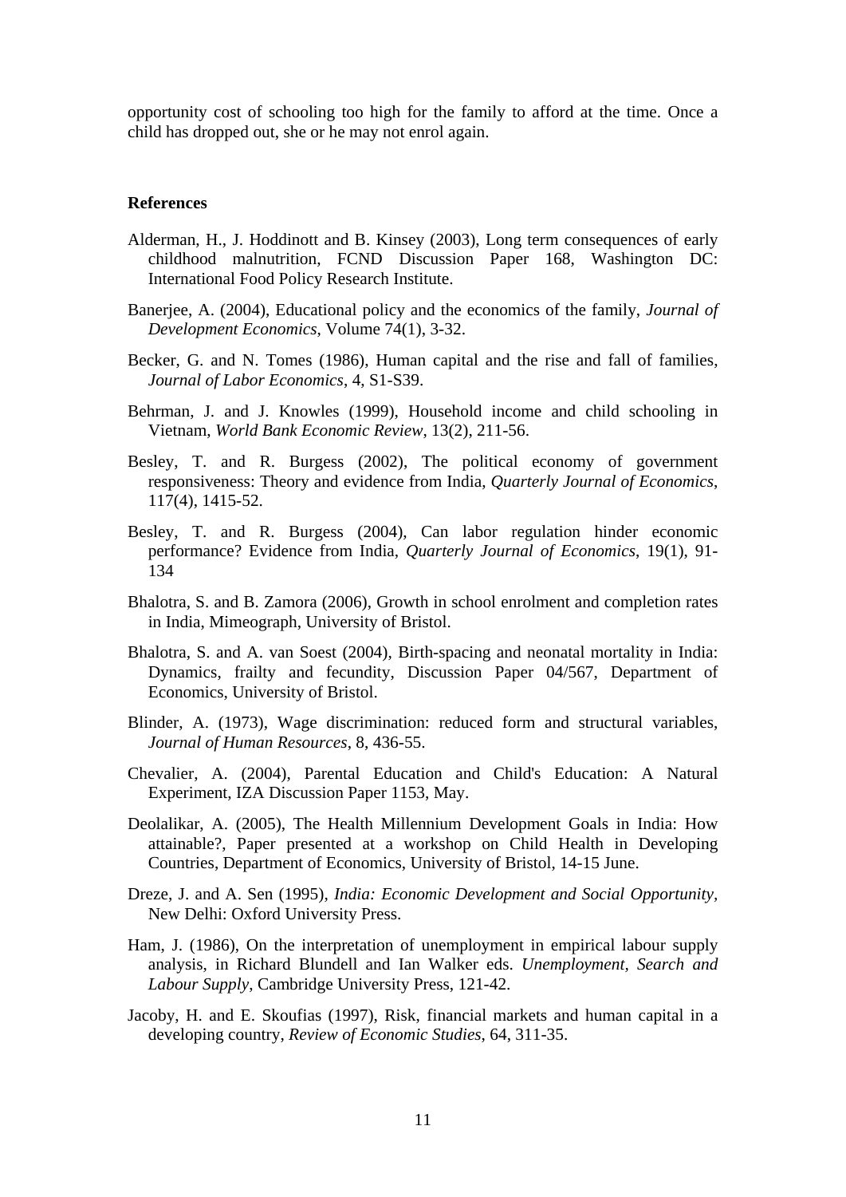opportunity cost of schooling too high for the family to afford at the time. Once a child has dropped out, she or he may not enrol again.

**References**

Alderman, H., J. Hoddinott and B. Kinsey (2003), Long term consequences of early childhood malnutrition, FCND Discussion Paper 168, Washington DC: International Food Policy Research Institute.

Banerjee, A. (2004), Educational policy and the economics of the family, *Journal of Development Economics*, Volume 74(1), 3-32.

Becker, G. and N. Tomes (1986), Human capital and the rise and fall of families, *Journal of Labor Economics*, 4, S1-S39.

Behrman, J. and J. Knowles (1999), Household income and child schooling in Vietnam, *World Bank Economic Review*, 13(2), 211-56.

Besley, T. and R. Burgess (2002), The political economy of government responsiveness: Theory and evidence from India, *Quarterly Journal of Economics*, 117(4), 1415-52.

Besley, T. and R. Burgess (2004), Can labor regulation hinder economic performance? Evidence from India, *Quarterly Journal of Economics*, 19(1), 91-134

Bhalotra, S. and B. Zamora (2006), Growth in school enrolment and completion rates in India, Mimeograph, University of Bristol.

Bhalotra, S. and A. van Soest (2004), Birth-spacing and neonatal mortality in India: Dynamics, frailty and fecundity, Discussion Paper 04/567, Department of Economics, University of Bristol.

Blinder, A. (1973), Wage discrimination: reduced form and structural variables, *Journal of Human Resources*, 8, 436-55.

Chevalier, A. (2004), Parental Education and Child's Education: A Natural Experiment, IZA Discussion Paper 1153, May.

Deolalikar, A. (2005), The Health Millennium Development Goals in India: How attainable?, Paper presented at a workshop on Child Health in Developing Countries, Department of Economics, University of Bristol, 14-15 June.

Dreze, J. and A. Sen (1995), *India: Economic Development and Social Opportunity*, New Delhi: Oxford University Press.

Ham, J. (1986), On the interpretation of unemployment in empirical labour supply analysis, in Richard Blundell and Ian Walker eds. *Unemployment, Search and Labour Supply*, Cambridge University Press, 121-42.

Jacoby, H. and E. Skoufias (1997), Risk, financial markets and human capital in a developing country, *Review of Economic Studies*, 64, 311-35.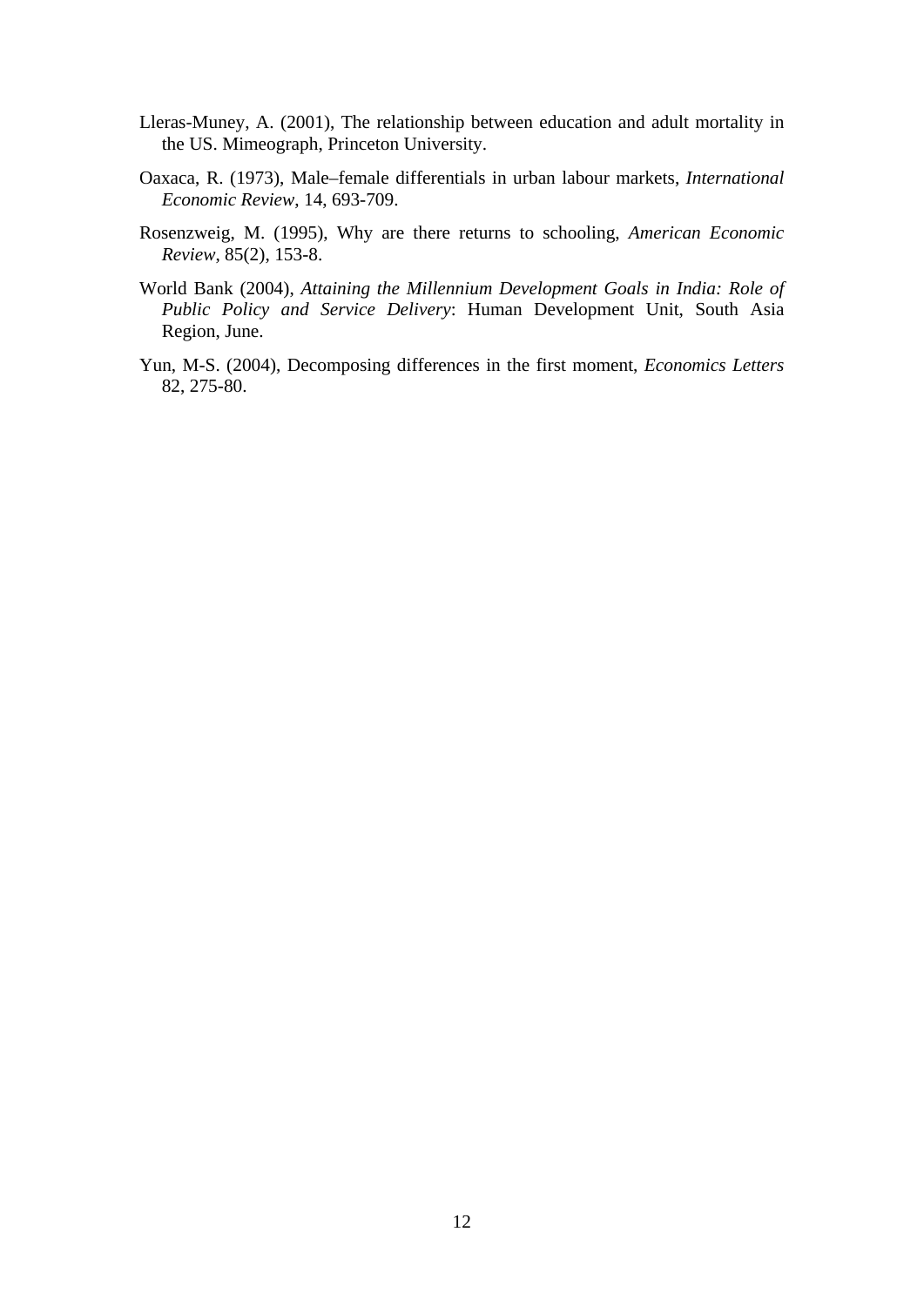Lleras-Muney, A. (2001), The relationship between education and adult mortality in the US. Mimeograph, Princeton University.

Oaxaca, R. (1973), Male–female differentials in urban labour markets, *International Economic Review*, 14, 693-709.

Rosenzweig, M. (1995), Why are there returns to schooling, *American Economic Review*, 85(2), 153-8.

World Bank (2004), *Attaining the Millennium Development Goals in India: Role of Public Policy and Service Delivery*: Human Development Unit, South Asia Region, June.

Yun, M-S. (2004), Decomposing differences in the first moment, *Economics Letters* 82, 275-80.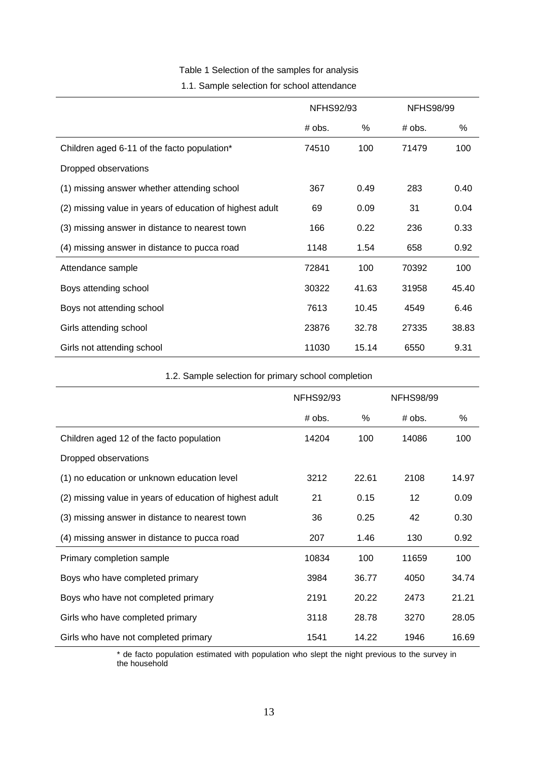Table 1 Selection of the samples for analysis

1.1. Sample selection for school attendance

| | NFHS92/93 | | NFHS98/99 | |
|---|---|---|---|---|
| | # obs. | % | # obs. | % |
| Children aged 6-11 of the facto population* | 74510 | 100 | 71479 | 100 |
| Dropped observations | | | | |
| (1) missing answer whether attending school | 367 | 0.49 | 283 | 0.40 |
| (2) missing value in years of education of highest adult | 69 | 0.09 | 31 | 0.04 |
| (3) missing answer in distance to nearest town | 166 | 0.22 | 236 | 0.33 |
| (4) missing answer in distance to pucca road | 1148 | 1.54 | 658 | 0.92 |
| Attendance sample | 72841 | 100 | 70392 | 100 |
| Boys attending school | 30322 | 41.63 | 31958 | 45.40 |
| Boys not attending school | 7613 | 10.45 | 4549 | 6.46 |
| Girls attending school | 23876 | 32.78 | 27335 | 38.83 |
| Girls not attending school | 11030 | 15.14 | 6550 | 9.31 |

1.2. Sample selection for primary school completion

| | NFHS92/93 | | NFHS98/99 | |
|---|---|---|---|---|
| | # obs. | % | # obs. | % |
| Children aged 12 of the facto population | 14204 | 100 | 14086 | 100 |
| Dropped observations | | | | |
| (1) no education or unknown education level | 3212 | 22.61 | 2108 | 14.97 |
| (2) missing value in years of education of highest adult | 21 | 0.15 | 12 | 0.09 |
| (3) missing answer in distance to nearest town | 36 | 0.25 | 42 | 0.30 |
| (4) missing answer in distance to pucca road | 207 | 1.46 | 130 | 0.92 |
| Primary completion sample | 10834 | 100 | 11659 | 100 |
| Boys who have completed primary | 3984 | 36.77 | 4050 | 34.74 |
| Boys who have not completed primary | 2191 | 20.22 | 2473 | 21.21 |
| Girls who have completed primary | 3118 | 28.78 | 3270 | 28.05 |
| Girls who have not completed primary | 1541 | 14.22 | 1946 | 16.69 |

* de facto population estimated with population who slept the night previous to the survey in the household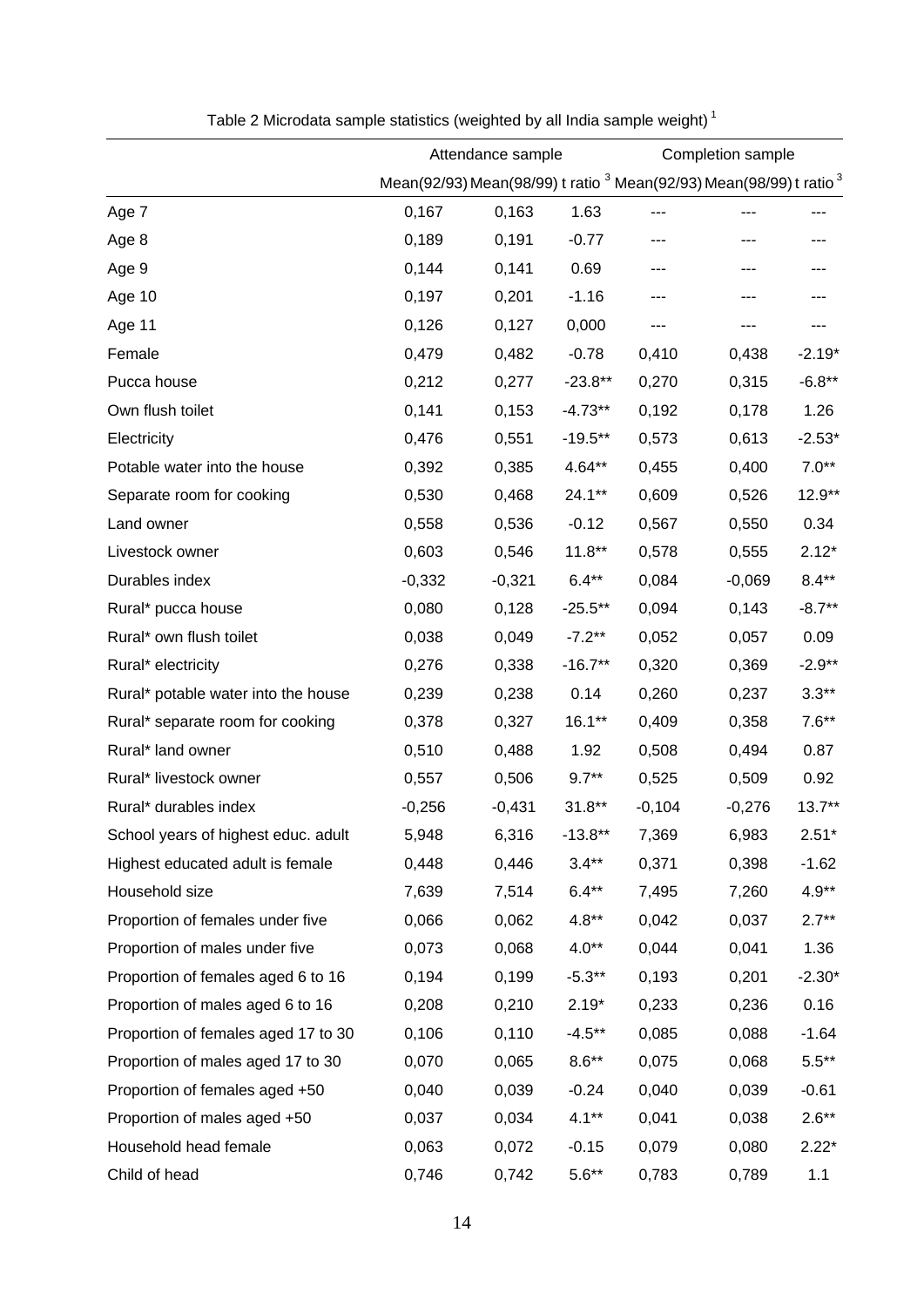Table 2 Microdata sample statistics (weighted by all India sample weight) [1]

| | Attendance sample | | | Completion sample | | |
|---|---|---|---|---|---|---|
| | Mean(92/93) | Mean(98/99) | t ratio [3] | Mean(92/93) | Mean(98/99) | t ratio [3] |
| Age 7 | 0,167 | 0,163 | 1.63 | --- | --- | --- |
| Age 8 | 0,189 | 0,191 | -0.77 | --- | --- | --- |
| Age 9 | 0,144 | 0,141 | 0.69 | --- | --- | --- |
| Age 10 | 0,197 | 0,201 | -1.16 | --- | --- | --- |
| Age 11 | 0,126 | 0,127 | 0,000 | --- | --- | --- |
| Female | 0,479 | 0,482 | -0.78 | 0,410 | 0,438 | -2.19* |
| Pucca house | 0,212 | 0,277 | -23.8** | 0,270 | 0,315 | -6.8** |
| Own flush toilet | 0,141 | 0,153 | -4.73** | 0,192 | 0,178 | 1.26 |
| Electricity | 0,476 | 0,551 | -19.5** | 0,573 | 0,613 | -2.53* |
| Potable water into the house | 0,392 | 0,385 | 4.64** | 0,455 | 0,400 | 7.0** |
| Separate room for cooking | 0,530 | 0,468 | 24.1** | 0,609 | 0,526 | 12.9** |
| Land owner | 0,558 | 0,536 | -0.12 | 0,567 | 0,550 | 0.34 |
| Livestock owner | 0,603 | 0,546 | 11.8** | 0,578 | 0,555 | 2.12* |
| Durables index | -0,332 | -0,321 | 6.4** | 0,084 | -0,069 | 8.4** |
| Rural* pucca house | 0,080 | 0,128 | -25.5** | 0,094 | 0,143 | -8.7** |
| Rural* own flush toilet | 0,038 | 0,049 | -7.2** | 0,052 | 0,057 | 0.09 |
| Rural* electricity | 0,276 | 0,338 | -16.7** | 0,320 | 0,369 | -2.9** |
| Rural* potable water into the house | 0,239 | 0,238 | 0.14 | 0,260 | 0,237 | 3.3** |
| Rural* separate room for cooking | 0,378 | 0,327 | 16.1** | 0,409 | 0,358 | 7.6** |
| Rural* land owner | 0,510 | 0,488 | 1.92 | 0,508 | 0,494 | 0.87 |
| Rural* livestock owner | 0,557 | 0,506 | 9.7** | 0,525 | 0,509 | 0.92 |
| Rural* durables index | -0,256 | -0,431 | 31.8** | -0,104 | -0,276 | 13.7** |
| School years of highest educ. adult | 5,948 | 6,316 | -13.8** | 7,369 | 6,983 | 2.51* |
| Highest educated adult is female | 0,448 | 0,446 | 3.4** | 0,371 | 0,398 | -1.62 |
| Household size | 7,639 | 7,514 | 6.4** | 7,495 | 7,260 | 4.9** |
| Proportion of females under five | 0,066 | 0,062 | 4.8** | 0,042 | 0,037 | 2.7** |
| Proportion of males under five | 0,073 | 0,068 | 4.0** | 0,044 | 0,041 | 1.36 |
| Proportion of females aged 6 to 16 | 0,194 | 0,199 | -5.3** | 0,193 | 0,201 | -2.30* |
| Proportion of males aged 6 to 16 | 0,208 | 0,210 | 2.19* | 0,233 | 0,236 | 0.16 |
| Proportion of females aged 17 to 30 | 0,106 | 0,110 | -4.5** | 0,085 | 0,088 | -1.64 |
| Proportion of males aged 17 to 30 | 0,070 | 0,065 | 8.6** | 0,075 | 0,068 | 5.5** |
| Proportion of females aged +50 | 0,040 | 0,039 | -0.24 | 0,040 | 0,039 | -0.61 |
| Proportion of males aged +50 | 0,037 | 0,034 | 4.1** | 0,041 | 0,038 | 2.6** |
| Household head female | 0,063 | 0,072 | -0.15 | 0,079 | 0,080 | 2.22* |
| Child of head | 0,746 | 0,742 | 5.6** | 0,783 | 0,789 | 1.1 |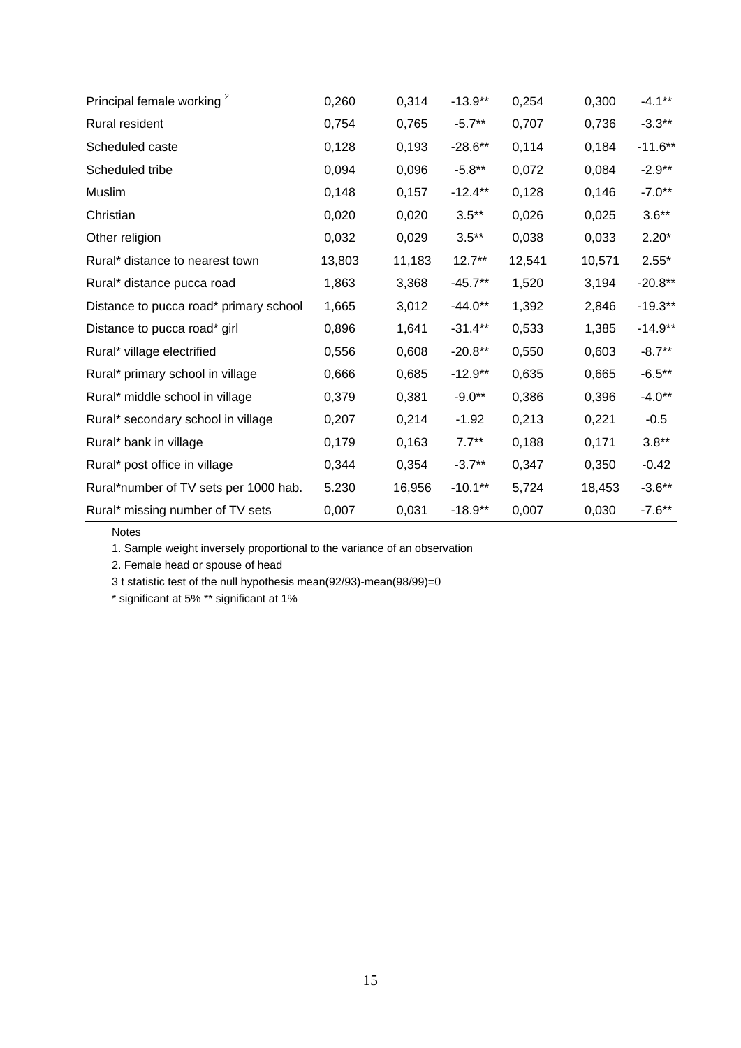| | | | | | | |
|---|---|---|---|---|---|---|
| Principal female working [2] | 0,260 | 0,314 | -13.9** | 0,254 | 0,300 | -4.1** |
| Rural resident | 0,754 | 0,765 | -5.7** | 0,707 | 0,736 | -3.3** |
| Scheduled caste | 0,128 | 0,193 | -28.6** | 0,114 | 0,184 | -11.6** |
| Scheduled tribe | 0,094 | 0,096 | -5.8** | 0,072 | 0,084 | -2.9** |
| Muslim | 0,148 | 0,157 | -12.4** | 0,128 | 0,146 | -7.0** |
| Christian | 0,020 | 0,020 | 3.5** | 0,026 | 0,025 | 3.6** |
| Other religion | 0,032 | 0,029 | 3.5** | 0,038 | 0,033 | 2.20* |
| Rural* distance to nearest town | 13,803 | 11,183 | 12.7** | 12,541 | 10,571 | 2.55* |
| Rural* distance pucca road | 1,863 | 3,368 | -45.7** | 1,520 | 3,194 | -20.8** |
| Distance to pucca road* primary school | 1,665 | 3,012 | -44.0** | 1,392 | 2,846 | -19.3** |
| Distance to pucca road* girl | 0,896 | 1,641 | -31.4** | 0,533 | 1,385 | -14.9** |
| Rural* village electrified | 0,556 | 0,608 | -20.8** | 0,550 | 0,603 | -8.7** |
| Rural* primary school in village | 0,666 | 0,685 | -12.9** | 0,635 | 0,665 | -6.5** |
| Rural* middle school in village | 0,379 | 0,381 | -9.0** | 0,386 | 0,396 | -4.0** |
| Rural* secondary school in village | 0,207 | 0,214 | -1.92 | 0,213 | 0,221 | -0.5 |
| Rural* bank in village | 0,179 | 0,163 | 7.7** | 0,188 | 0,171 | 3.8** |
| Rural* post office in village | 0,344 | 0,354 | -3.7** | 0,347 | 0,350 | -0.42 |
| Rural*number of TV sets per 1000 hab. | 5.230 | 16,956 | -10.1** | 5,724 | 18,453 | -3.6** |
| Rural* missing number of TV sets | 0,007 | 0,031 | -18.9** | 0,007 | 0,030 | -7.6** |

Notes

1. Sample weight inversely proportional to the variance of an observation

2. Female head or spouse of head

3 t statistic test of the null hypothesis mean(92/93)-mean(98/99)=0

* significant at 5% ** significant at 1%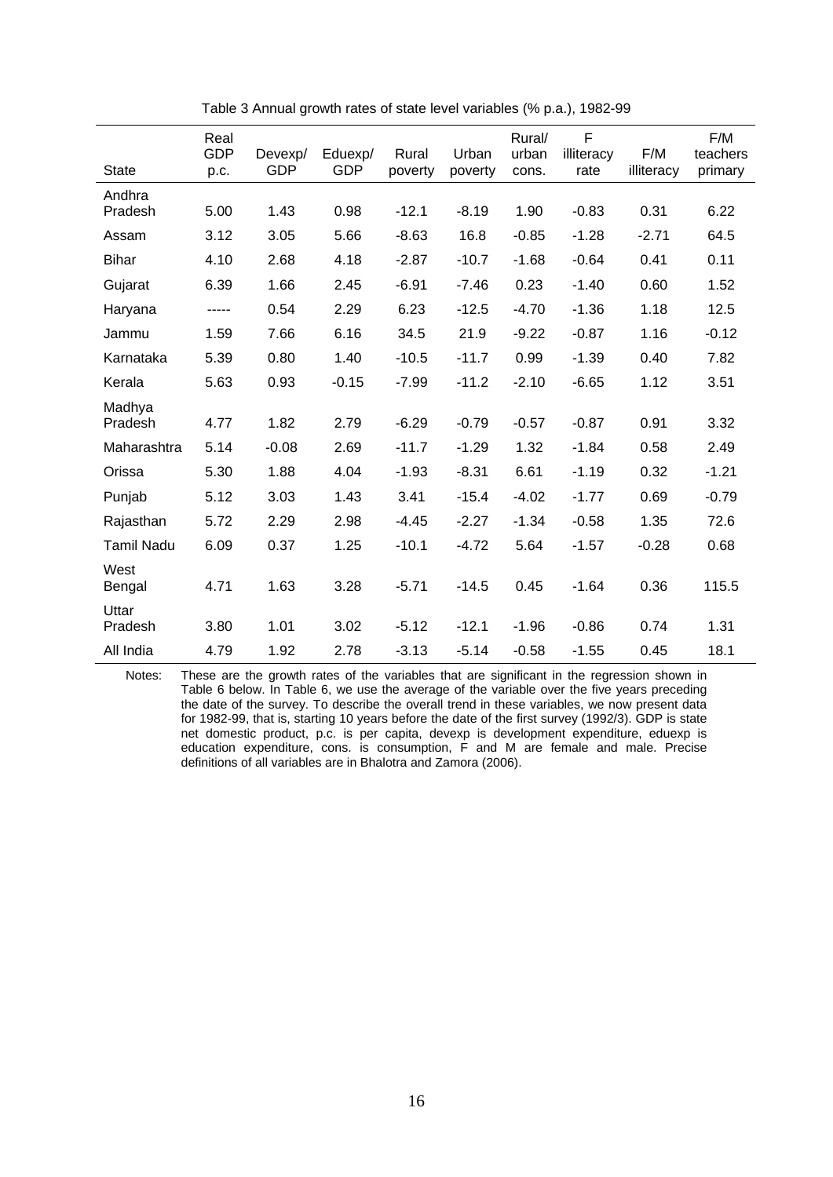Table 3 Annual growth rates of state level variables (% p.a.), 1982-99

| State | Real GDP p.c. | Devexp/ GDP | Eduexp/ GDP | Rural poverty | Urban poverty | Rural/ urban cons. | F illiteracy rate | F/M illiteracy | F/M teachers primary |
|---|---|---|---|---|---|---|---|---|---|
| Andhra Pradesh | 5.00 | 1.43 | 0.98 | -12.1 | -8.19 | 1.90 | -0.83 | 0.31 | 6.22 |
| Assam | 3.12 | 3.05 | 5.66 | -8.63 | 16.8 | -0.85 | -1.28 | -2.71 | 64.5 |
| Bihar | 4.10 | 2.68 | 4.18 | -2.87 | -10.7 | -1.68 | -0.64 | 0.41 | 0.11 |
| Gujarat | 6.39 | 1.66 | 2.45 | -6.91 | -7.46 | 0.23 | -1.40 | 0.60 | 1.52 |
| Haryana | ----- | 0.54 | 2.29 | 6.23 | -12.5 | -4.70 | -1.36 | 1.18 | 12.5 |
| Jammu | 1.59 | 7.66 | 6.16 | 34.5 | 21.9 | -9.22 | -0.87 | 1.16 | -0.12 |
| Karnataka | 5.39 | 0.80 | 1.40 | -10.5 | -11.7 | 0.99 | -1.39 | 0.40 | 7.82 |
| Kerala | 5.63 | 0.93 | -0.15 | -7.99 | -11.2 | -2.10 | -6.65 | 1.12 | 3.51 |
| Madhya Pradesh | 4.77 | 1.82 | 2.79 | -6.29 | -0.79 | -0.57 | -0.87 | 0.91 | 3.32 |
| Maharashtra | 5.14 | -0.08 | 2.69 | -11.7 | -1.29 | 1.32 | -1.84 | 0.58 | 2.49 |
| Orissa | 5.30 | 1.88 | 4.04 | -1.93 | -8.31 | 6.61 | -1.19 | 0.32 | -1.21 |
| Punjab | 5.12 | 3.03 | 1.43 | 3.41 | -15.4 | -4.02 | -1.77 | 0.69 | -0.79 |
| Rajasthan | 5.72 | 2.29 | 2.98 | -4.45 | -2.27 | -1.34 | -0.58 | 1.35 | 72.6 |
| Tamil Nadu | 6.09 | 0.37 | 1.25 | -10.1 | -4.72 | 5.64 | -1.57 | -0.28 | 0.68 |
| West Bengal | 4.71 | 1.63 | 3.28 | -5.71 | -14.5 | 0.45 | -1.64 | 0.36 | 115.5 |
| Uttar Pradesh | 3.80 | 1.01 | 3.02 | -5.12 | -12.1 | -1.96 | -0.86 | 0.74 | 1.31 |
| All India | 4.79 | 1.92 | 2.78 | -3.13 | -5.14 | -0.58 | -1.55 | 0.45 | 18.1 |

Notes: These are the growth rates of the variables that are significant in the regression shown in Table 6 below. In Table 6, we use the average of the variable over the five years preceding the date of the survey. To describe the overall trend in these variables, we now present data for 1982-99, that is, starting 10 years before the date of the first survey (1992/3). GDP is state net domestic product, p.c. is per capita, devexp is development expenditure, eduexp is education expenditure, cons. is consumption, F and M are female and male. Precise definitions of all variables are in Bhalotra and Zamora (2006).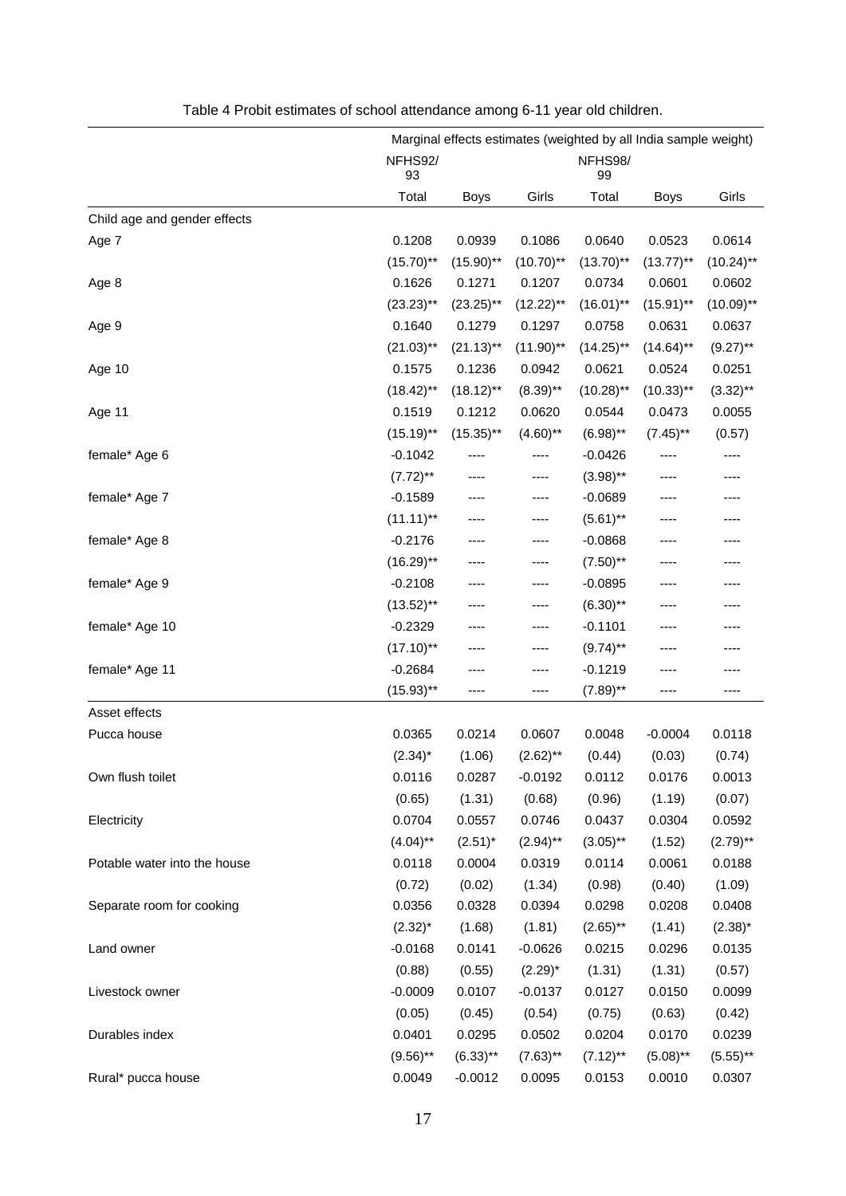Table 4 Probit estimates of school attendance among 6-11 year old children.

| | Marginal effects estimates (weighted by all India sample weight) | | | | | |
|---|---|---|---|---|---|---|
| | NFHS92/93 | | | NFHS98/99 | | |
| | Total | Boys | Girls | Total | Boys | Girls |
| Child age and gender effects | | | | | | |
| Age 7 | 0.1208 | 0.0939 | 0.1086 | 0.0640 | 0.0523 | 0.0614 |
| | (15.70)** | (15.90)** | (10.70)** | (13.70)** | (13.77)** | (10.24)** |
| Age 8 | 0.1626 | 0.1271 | 0.1207 | 0.0734 | 0.0601 | 0.0602 |
| | (23.23)** | (23.25)** | (12.22)** | (16.01)** | (15.91)** | (10.09)** |
| Age 9 | 0.1640 | 0.1279 | 0.1297 | 0.0758 | 0.0631 | 0.0637 |
| | (21.03)** | (21.13)** | (11.90)** | (14.25)** | (14.64)** | (9.27)** |
| Age 10 | 0.1575 | 0.1236 | 0.0942 | 0.0621 | 0.0524 | 0.0251 |
| | (18.42)** | (18.12)** | (8.39)** | (10.28)** | (10.33)** | (3.32)** |
| Age 11 | 0.1519 | 0.1212 | 0.0620 | 0.0544 | 0.0473 | 0.0055 |
| | (15.19)** | (15.35)** | (4.60)** | (6.98)** | (7.45)** | (0.57) |
| female* Age 6 | -0.1042 | ---- | ---- | -0.0426 | ---- | ---- |
| | (7.72)** | ---- | ---- | (3.98)** | ---- | ---- |
| female* Age 7 | -0.1589 | ---- | ---- | -0.0689 | ---- | ---- |
| | (11.11)** | ---- | ---- | (5.61)** | ---- | ---- |
| female* Age 8 | -0.2176 | ---- | ---- | -0.0868 | ---- | ---- |
| | (16.29)** | ---- | ---- | (7.50)** | ---- | ---- |
| female* Age 9 | -0.2108 | ---- | ---- | -0.0895 | ---- | ---- |
| | (13.52)** | ---- | ---- | (6.30)** | ---- | ---- |
| female* Age 10 | -0.2329 | ---- | ---- | -0.1101 | ---- | ---- |
| | (17.10)** | ---- | ---- | (9.74)** | ---- | ---- |
| female* Age 11 | -0.2684 | ---- | ---- | -0.1219 | ---- | ---- |
| | (15.93)** | ---- | ---- | (7.89)** | ---- | ---- |
| Asset effects | | | | | | |
| Pucca house | 0.0365 | 0.0214 | 0.0607 | 0.0048 | -0.0004 | 0.0118 |
| | (2.34)* | (1.06) | (2.62)** | (0.44) | (0.03) | (0.74) |
| Own flush toilet | 0.0116 | 0.0287 | -0.0192 | 0.0112 | 0.0176 | 0.0013 |
| | (0.65) | (1.31) | (0.68) | (0.96) | (1.19) | (0.07) |
| Electricity | 0.0704 | 0.0557 | 0.0746 | 0.0437 | 0.0304 | 0.0592 |
| | (4.04)** | (2.51)* | (2.94)** | (3.05)** | (1.52) | (2.79)** |
| Potable water into the house | 0.0118 | 0.0004 | 0.0319 | 0.0114 | 0.0061 | 0.0188 |
| | (0.72) | (0.02) | (1.34) | (0.98) | (0.40) | (1.09) |
| Separate room for cooking | 0.0356 | 0.0328 | 0.0394 | 0.0298 | 0.0208 | 0.0408 |
| | (2.32)* | (1.68) | (1.81) | (2.65)** | (1.41) | (2.38)* |
| Land owner | -0.0168 | 0.0141 | -0.0626 | 0.0215 | 0.0296 | 0.0135 |
| | (0.88) | (0.55) | (2.29)* | (1.31) | (1.31) | (0.57) |
| Livestock owner | -0.0009 | 0.0107 | -0.0137 | 0.0127 | 0.0150 | 0.0099 |
| | (0.05) | (0.45) | (0.54) | (0.75) | (0.63) | (0.42) |
| Durables index | 0.0401 | 0.0295 | 0.0502 | 0.0204 | 0.0170 | 0.0239 |
| | (9.56)** | (6.33)** | (7.63)** | (7.12)** | (5.08)** | (5.55)** |
| Rural* pucca house | 0.0049 | -0.0012 | 0.0095 | 0.0153 | 0.0010 | 0.0307 |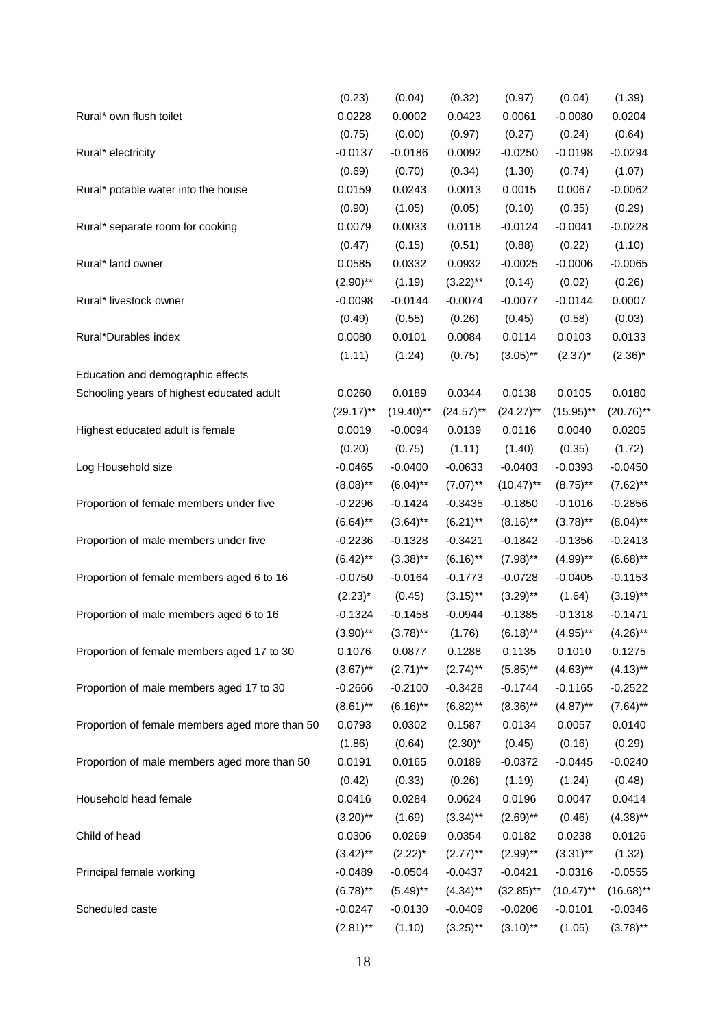|  |  |  |  |  |  |  |
|---|---|---|---|---|---|---|
|  | (0.23) | (0.04) | (0.32) | (0.97) | (0.04) | (1.39) |
| Rural* own flush toilet | 0.0228 | 0.0002 | 0.0423 | 0.0061 | -0.0080 | 0.0204 |
|  | (0.75) | (0.00) | (0.97) | (0.27) | (0.24) | (0.64) |
| Rural* electricity | -0.0137 | -0.0186 | 0.0092 | -0.0250 | -0.0198 | -0.0294 |
|  | (0.69) | (0.70) | (0.34) | (1.30) | (0.74) | (1.07) |
| Rural* potable water into the house | 0.0159 | 0.0243 | 0.0013 | 0.0015 | 0.0067 | -0.0062 |
|  | (0.90) | (1.05) | (0.05) | (0.10) | (0.35) | (0.29) |
| Rural* separate room for cooking | 0.0079 | 0.0033 | 0.0118 | -0.0124 | -0.0041 | -0.0228 |
|  | (0.47) | (0.15) | (0.51) | (0.88) | (0.22) | (1.10) |
| Rural* land owner | 0.0585 | 0.0332 | 0.0932 | -0.0025 | -0.0006 | -0.0065 |
|  | (2.90)** | (1.19) | (3.22)** | (0.14) | (0.02) | (0.26) |
| Rural* livestock owner | -0.0098 | -0.0144 | -0.0074 | -0.0077 | -0.0144 | 0.0007 |
|  | (0.49) | (0.55) | (0.26) | (0.45) | (0.58) | (0.03) |
| Rural*Durables index | 0.0080 | 0.0101 | 0.0084 | 0.0114 | 0.0103 | 0.0133 |
|  | (1.11) | (1.24) | (0.75) | (3.05)** | (2.37)* | (2.36)* |
| Education and demographic effects |  |  |  |  |  |  |
| Schooling years of highest educated adult | 0.0260 | 0.0189 | 0.0344 | 0.0138 | 0.0105 | 0.0180 |
|  | (29.17)** | (19.40)** | (24.57)** | (24.27)** | (15.95)** | (20.76)** |
| Highest educated adult is female | 0.0019 | -0.0094 | 0.0139 | 0.0116 | 0.0040 | 0.0205 |
|  | (0.20) | (0.75) | (1.11) | (1.40) | (0.35) | (1.72) |
| Log Household size | -0.0465 | -0.0400 | -0.0633 | -0.0403 | -0.0393 | -0.0450 |
|  | (8.08)** | (6.04)** | (7.07)** | (10.47)** | (8.75)** | (7.62)** |
| Proportion of female members under five | -0.2296 | -0.1424 | -0.3435 | -0.1850 | -0.1016 | -0.2856 |
|  | (6.64)** | (3.64)** | (6.21)** | (8.16)** | (3.78)** | (8.04)** |
| Proportion of male members under five | -0.2236 | -0.1328 | -0.3421 | -0.1842 | -0.1356 | -0.2413 |
|  | (6.42)** | (3.38)** | (6.16)** | (7.98)** | (4.99)** | (6.68)** |
| Proportion of female members aged 6 to 16 | -0.0750 | -0.0164 | -0.1773 | -0.0728 | -0.0405 | -0.1153 |
|  | (2.23)* | (0.45) | (3.15)** | (3.29)** | (1.64) | (3.19)** |
| Proportion of male members aged 6 to 16 | -0.1324 | -0.1458 | -0.0944 | -0.1385 | -0.1318 | -0.1471 |
|  | (3.90)** | (3.78)** | (1.76) | (6.18)** | (4.95)** | (4.26)** |
| Proportion of female members aged 17 to 30 | 0.1076 | 0.0877 | 0.1288 | 0.1135 | 0.1010 | 0.1275 |
|  | (3.67)** | (2.71)** | (2.74)** | (5.85)** | (4.63)** | (4.13)** |
| Proportion of male members aged 17 to 30 | -0.2666 | -0.2100 | -0.3428 | -0.1744 | -0.1165 | -0.2522 |
|  | (8.61)** | (6.16)** | (6.82)** | (8.36)** | (4.87)** | (7.64)** |
| Proportion of female members aged more than 50 | 0.0793 | 0.0302 | 0.1587 | 0.0134 | 0.0057 | 0.0140 |
|  | (1.86) | (0.64) | (2.30)* | (0.45) | (0.16) | (0.29) |
| Proportion of male members aged more than 50 | 0.0191 | 0.0165 | 0.0189 | -0.0372 | -0.0445 | -0.0240 |
|  | (0.42) | (0.33) | (0.26) | (1.19) | (1.24) | (0.48) |
| Household head female | 0.0416 | 0.0284 | 0.0624 | 0.0196 | 0.0047 | 0.0414 |
|  | (3.20)** | (1.69) | (3.34)** | (2.69)** | (0.46) | (4.38)** |
| Child of head | 0.0306 | 0.0269 | 0.0354 | 0.0182 | 0.0238 | 0.0126 |
|  | (3.42)** | (2.22)* | (2.77)** | (2.99)** | (3.31)** | (1.32) |
| Principal female working | -0.0489 | -0.0504 | -0.0437 | -0.0421 | -0.0316 | -0.0555 |
|  | (6.78)** | (5.49)** | (4.34)** | (32.85)** | (10.47)** | (16.68)** |
| Scheduled caste | -0.0247 | -0.0130 | -0.0409 | -0.0206 | -0.0101 | -0.0346 |
|  | (2.81)** | (1.10) | (3.25)** | (3.10)** | (1.05) | (3.78)** |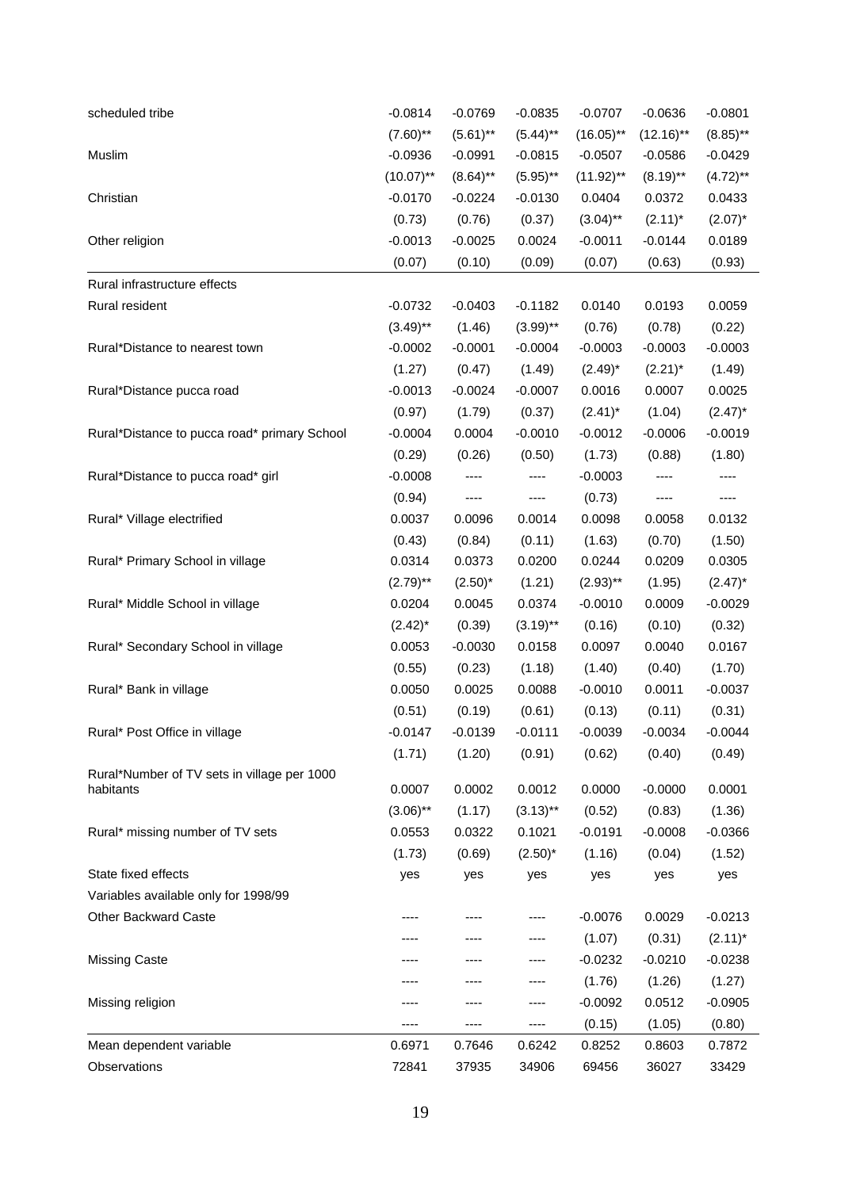| | | | | | | |
|---|---|---|---|---|---|---|
| scheduled tribe | -0.0814 | -0.0769 | -0.0835 | -0.0707 | -0.0636 | -0.0801 |
| | (7.60)** | (5.61)** | (5.44)** | (16.05)** | (12.16)** | (8.85)** |
| Muslim | -0.0936 | -0.0991 | -0.0815 | -0.0507 | -0.0586 | -0.0429 |
| | (10.07)** | (8.64)** | (5.95)** | (11.92)** | (8.19)** | (4.72)** |
| Christian | -0.0170 | -0.0224 | -0.0130 | 0.0404 | 0.0372 | 0.0433 |
| | (0.73) | (0.76) | (0.37) | (3.04)** | (2.11)* | (2.07)* |
| Other religion | -0.0013 | -0.0025 | 0.0024 | -0.0011 | -0.0144 | 0.0189 |
| | (0.07) | (0.10) | (0.09) | (0.07) | (0.63) | (0.93) |
| Rural infrastructure effects | | | | | | |
| Rural resident | -0.0732 | -0.0403 | -0.1182 | 0.0140 | 0.0193 | 0.0059 |
| | (3.49)** | (1.46) | (3.99)** | (0.76) | (0.78) | (0.22) |
| Rural*Distance to nearest town | -0.0002 | -0.0001 | -0.0004 | -0.0003 | -0.0003 | -0.0003 |
| | (1.27) | (0.47) | (1.49) | (2.49)* | (2.21)* | (1.49) |
| Rural*Distance pucca road | -0.0013 | -0.0024 | -0.0007 | 0.0016 | 0.0007 | 0.0025 |
| | (0.97) | (1.79) | (0.37) | (2.41)* | (1.04) | (2.47)* |
| Rural*Distance to pucca road* primary School | -0.0004 | 0.0004 | -0.0010 | -0.0012 | -0.0006 | -0.0019 |
| | (0.29) | (0.26) | (0.50) | (1.73) | (0.88) | (1.80) |
| Rural*Distance to pucca road* girl | -0.0008 | ---- | ---- | -0.0003 | ---- | ---- |
| | (0.94) | ---- | ---- | (0.73) | ---- | ---- |
| Rural* Village electrified | 0.0037 | 0.0096 | 0.0014 | 0.0098 | 0.0058 | 0.0132 |
| | (0.43) | (0.84) | (0.11) | (1.63) | (0.70) | (1.50) |
| Rural* Primary School in village | 0.0314 | 0.0373 | 0.0200 | 0.0244 | 0.0209 | 0.0305 |
| | (2.79)** | (2.50)* | (1.21) | (2.93)** | (1.95) | (2.47)* |
| Rural* Middle School in village | 0.0204 | 0.0045 | 0.0374 | -0.0010 | 0.0009 | -0.0029 |
| | (2.42)* | (0.39) | (3.19)** | (0.16) | (0.10) | (0.32) |
| Rural* Secondary School in village | 0.0053 | -0.0030 | 0.0158 | 0.0097 | 0.0040 | 0.0167 |
| | (0.55) | (0.23) | (1.18) | (1.40) | (0.40) | (1.70) |
| Rural* Bank in village | 0.0050 | 0.0025 | 0.0088 | -0.0010 | 0.0011 | -0.0037 |
| | (0.51) | (0.19) | (0.61) | (0.13) | (0.11) | (0.31) |
| Rural* Post Office in village | -0.0147 | -0.0139 | -0.0111 | -0.0039 | -0.0034 | -0.0044 |
| | (1.71) | (1.20) | (0.91) | (0.62) | (0.40) | (0.49) |
| Rural*Number of TV sets in village per 1000 habitants | 0.0007 | 0.0002 | 0.0012 | 0.0000 | -0.0000 | 0.0001 |
| | (3.06)** | (1.17) | (3.13)** | (0.52) | (0.83) | (1.36) |
| Rural* missing number of TV sets | 0.0553 | 0.0322 | 0.1021 | -0.0191 | -0.0008 | -0.0366 |
| | (1.73) | (0.69) | (2.50)* | (1.16) | (0.04) | (1.52) |
| State fixed effects | yes | yes | yes | yes | yes | yes |
| Variables available only for 1998/99 | | | | | | |
| Other Backward Caste | ---- | ---- | ---- | -0.0076 | 0.0029 | -0.0213 |
| | ---- | ---- | ---- | (1.07) | (0.31) | (2.11)* |
| Missing Caste | ---- | ---- | ---- | -0.0232 | -0.0210 | -0.0238 |
| | ---- | ---- | ---- | (1.76) | (1.26) | (1.27) |
| Missing religion | ---- | ---- | ---- | -0.0092 | 0.0512 | -0.0905 |
| | ---- | ---- | ---- | (0.15) | (1.05) | (0.80) |
| Mean dependent variable | 0.6971 | 0.7646 | 0.6242 | 0.8252 | 0.8603 | 0.7872 |
| Observations | 72841 | 37935 | 34906 | 69456 | 36027 | 33429 |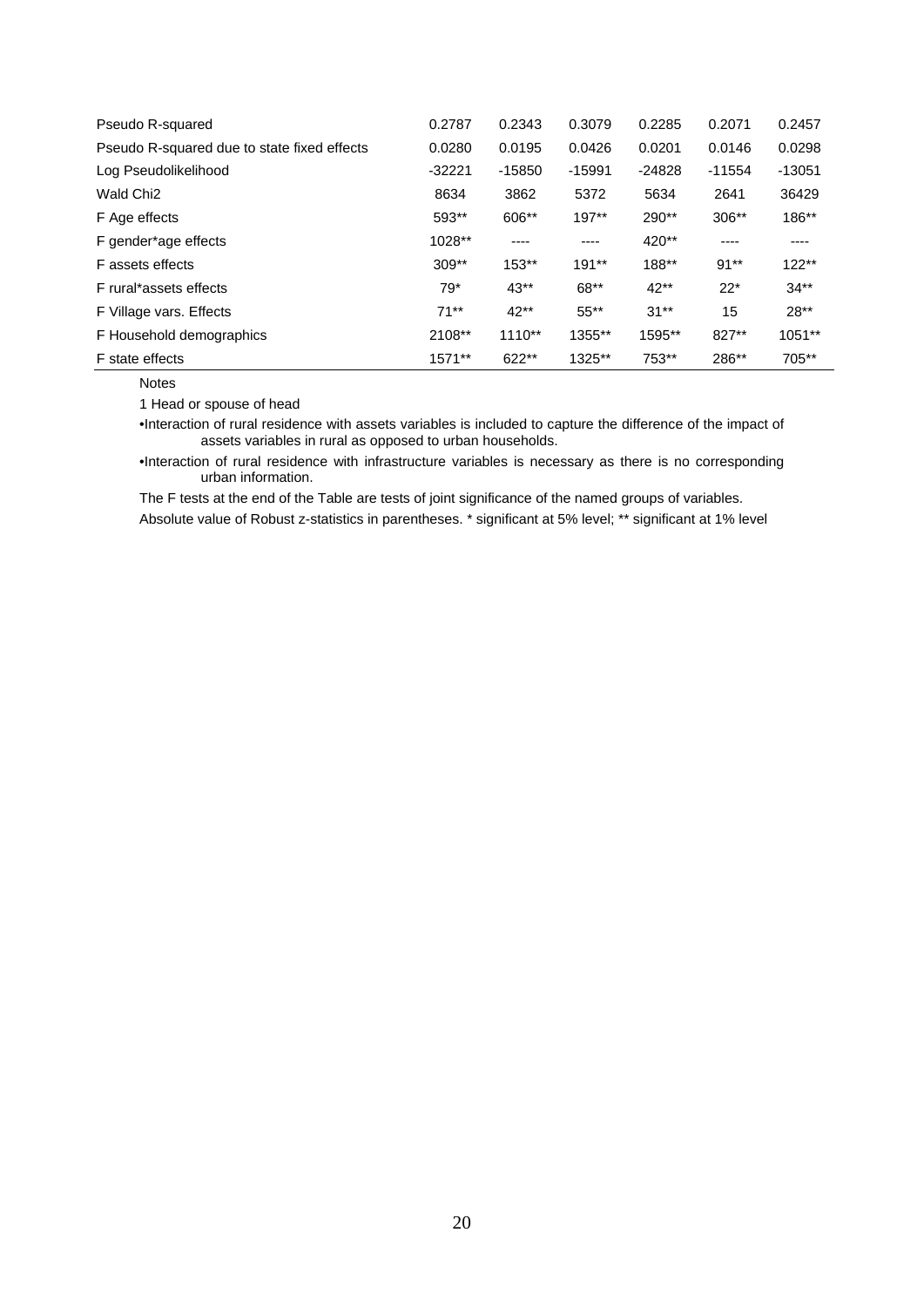| | | | | | | |
|---|---|---|---|---|---|---|
| Pseudo R-squared | 0.2787 | 0.2343 | 0.3079 | 0.2285 | 0.2071 | 0.2457 |
| Pseudo R-squared due to state fixed effects | 0.0280 | 0.0195 | 0.0426 | 0.0201 | 0.0146 | 0.0298 |
| Log Pseudolikelihood | -32221 | -15850 | -15991 | -24828 | -11554 | -13051 |
| Wald Chi2 | 8634 | 3862 | 5372 | 5634 | 2641 | 36429 |
| F Age effects | 593** | 606** | 197** | 290** | 306** | 186** |
| F gender*age effects | 1028** | ---- | ---- | 420** | ---- | ---- |
| F assets effects | 309** | 153** | 191** | 188** | 91** | 122** |
| F rural*assets effects | 79* | 43** | 68** | 42** | 22* | 34** |
| F Village vars. Effects | 71** | 42** | 55** | 31** | 15 | 28** |
| F Household demographics | 2108** | 1110** | 1355** | 1595** | 827** | 1051** |
| F state effects | 1571** | 622** | 1325** | 753** | 286** | 705** |

Notes

1 Head or spouse of head

•Interaction of rural residence with assets variables is included to capture the difference of the impact of assets variables in rural as opposed to urban households.

•Interaction of rural residence with infrastructure variables is necessary as there is no corresponding urban information.

The F tests at the end of the Table are tests of joint significance of the named groups of variables.

Absolute value of Robust z-statistics in parentheses. * significant at 5% level; ** significant at 1% level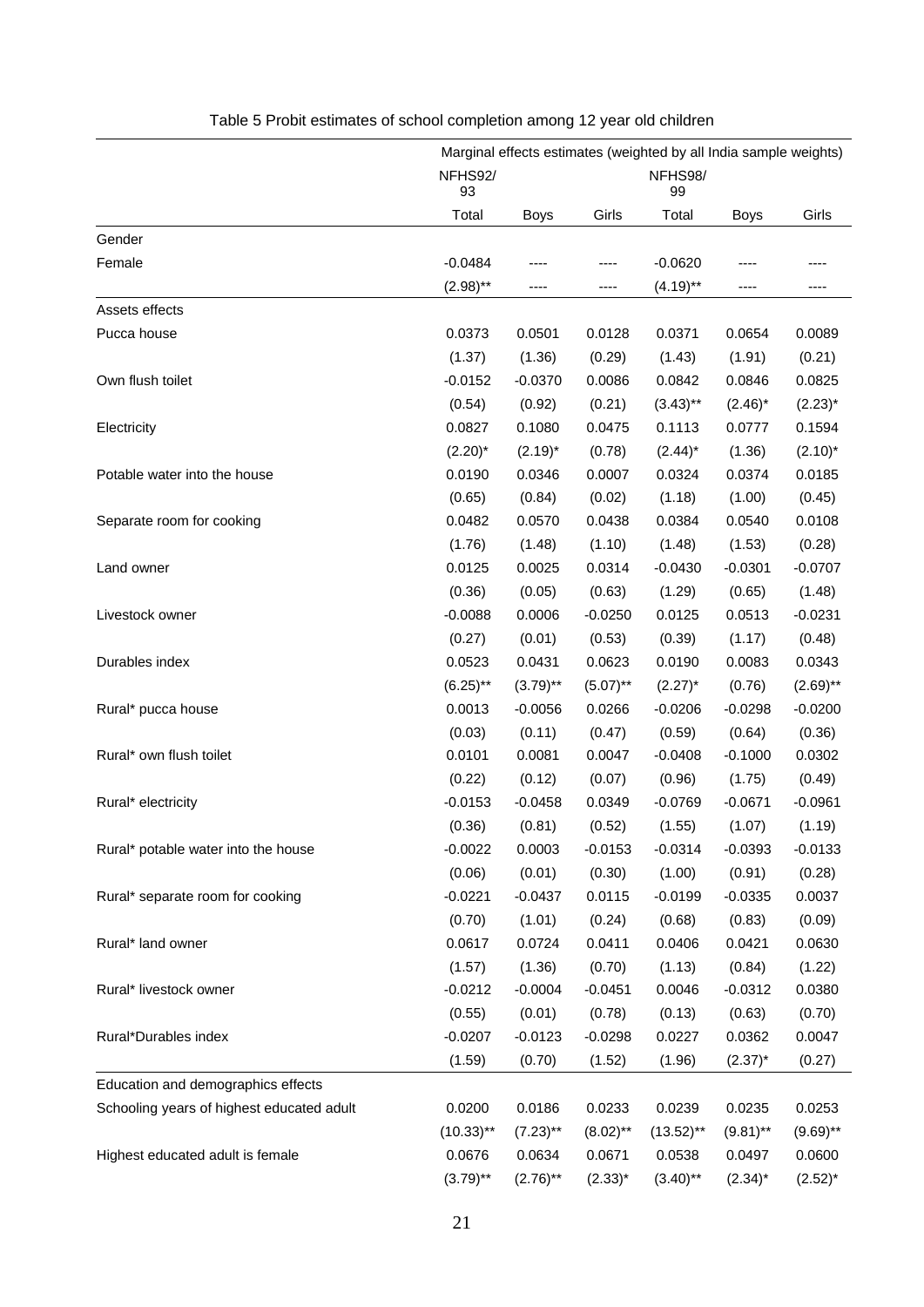Table 5 Probit estimates of school completion among 12 year old children

| | Marginal effects estimates (weighted by all India sample weights) | | | | | |
|---|---|---|---|---|---|---|
| | NFHS92/93 | | | NFHS98/99 | | |
| | Total | Boys | Girls | Total | Boys | Girls |
| Gender | | | | | | |
| Female | -0.0484 | ---- | ---- | -0.0620 | ---- | ---- |
| | (2.98)** | ---- | ---- | (4.19)** | ---- | ---- |
| Assets effects | | | | | | |
| Pucca house | 0.0373 | 0.0501 | 0.0128 | 0.0371 | 0.0654 | 0.0089 |
| | (1.37) | (1.36) | (0.29) | (1.43) | (1.91) | (0.21) |
| Own flush toilet | -0.0152 | -0.0370 | 0.0086 | 0.0842 | 0.0846 | 0.0825 |
| | (0.54) | (0.92) | (0.21) | (3.43)** | (2.46)* | (2.23)* |
| Electricity | 0.0827 | 0.1080 | 0.0475 | 0.1113 | 0.0777 | 0.1594 |
| | (2.20)* | (2.19)* | (0.78) | (2.44)* | (1.36) | (2.10)* |
| Potable water into the house | 0.0190 | 0.0346 | 0.0007 | 0.0324 | 0.0374 | 0.0185 |
| | (0.65) | (0.84) | (0.02) | (1.18) | (1.00) | (0.45) |
| Separate room for cooking | 0.0482 | 0.0570 | 0.0438 | 0.0384 | 0.0540 | 0.0108 |
| | (1.76) | (1.48) | (1.10) | (1.48) | (1.53) | (0.28) |
| Land owner | 0.0125 | 0.0025 | 0.0314 | -0.0430 | -0.0301 | -0.0707 |
| | (0.36) | (0.05) | (0.63) | (1.29) | (0.65) | (1.48) |
| Livestock owner | -0.0088 | 0.0006 | -0.0250 | 0.0125 | 0.0513 | -0.0231 |
| | (0.27) | (0.01) | (0.53) | (0.39) | (1.17) | (0.48) |
| Durables index | 0.0523 | 0.0431 | 0.0623 | 0.0190 | 0.0083 | 0.0343 |
| | (6.25)** | (3.79)** | (5.07)** | (2.27)* | (0.76) | (2.69)** |
| Rural* pucca house | 0.0013 | -0.0056 | 0.0266 | -0.0206 | -0.0298 | -0.0200 |
| | (0.03) | (0.11) | (0.47) | (0.59) | (0.64) | (0.36) |
| Rural* own flush toilet | 0.0101 | 0.0081 | 0.0047 | -0.0408 | -0.1000 | 0.0302 |
| | (0.22) | (0.12) | (0.07) | (0.96) | (1.75) | (0.49) |
| Rural* electricity | -0.0153 | -0.0458 | 0.0349 | -0.0769 | -0.0671 | -0.0961 |
| | (0.36) | (0.81) | (0.52) | (1.55) | (1.07) | (1.19) |
| Rural* potable water into the house | -0.0022 | 0.0003 | -0.0153 | -0.0314 | -0.0393 | -0.0133 |
| | (0.06) | (0.01) | (0.30) | (1.00) | (0.91) | (0.28) |
| Rural* separate room for cooking | -0.0221 | -0.0437 | 0.0115 | -0.0199 | -0.0335 | 0.0037 |
| | (0.70) | (1.01) | (0.24) | (0.68) | (0.83) | (0.09) |
| Rural* land owner | 0.0617 | 0.0724 | 0.0411 | 0.0406 | 0.0421 | 0.0630 |
| | (1.57) | (1.36) | (0.70) | (1.13) | (0.84) | (1.22) |
| Rural* livestock owner | -0.0212 | -0.0004 | -0.0451 | 0.0046 | -0.0312 | 0.0380 |
| | (0.55) | (0.01) | (0.78) | (0.13) | (0.63) | (0.70) |
| Rural*Durables index | -0.0207 | -0.0123 | -0.0298 | 0.0227 | 0.0362 | 0.0047 |
| | (1.59) | (0.70) | (1.52) | (1.96) | (2.37)* | (0.27) |
| Education and demographics effects | | | | | | |
| Schooling years of highest educated adult | 0.0200 | 0.0186 | 0.0233 | 0.0239 | 0.0235 | 0.0253 |
| | (10.33)** | (7.23)** | (8.02)** | (13.52)** | (9.81)** | (9.69)** |
| Highest educated adult is female | 0.0676 | 0.0634 | 0.0671 | 0.0538 | 0.0497 | 0.0600 |
| | (3.79)** | (2.76)** | (2.33)* | (3.40)** | (2.34)* | (2.52)* |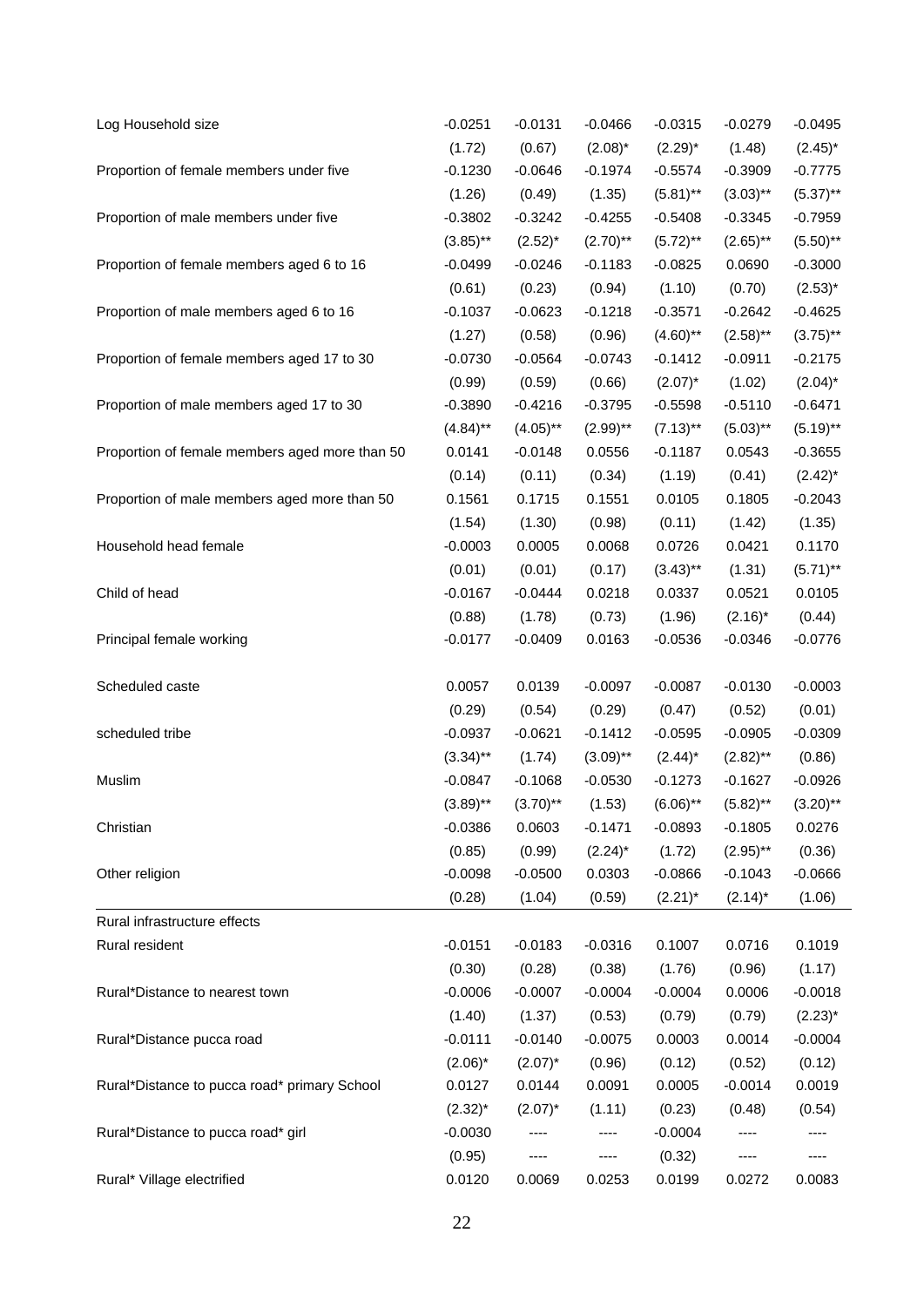| | | | | | | |
|---|---|---|---|---|---|---|
| Log Household size | -0.0251 | -0.0131 | -0.0466 | -0.0315 | -0.0279 | -0.0495 |
| | (1.72) | (0.67) | (2.08)* | (2.29)* | (1.48) | (2.45)* |
| Proportion of female members under five | -0.1230 | -0.0646 | -0.1974 | -0.5574 | -0.3909 | -0.7775 |
| | (1.26) | (0.49) | (1.35) | (5.81)** | (3.03)** | (5.37)** |
| Proportion of male members under five | -0.3802 | -0.3242 | -0.4255 | -0.5408 | -0.3345 | -0.7959 |
| | (3.85)** | (2.52)* | (2.70)** | (5.72)** | (2.65)** | (5.50)** |
| Proportion of female members aged 6 to 16 | -0.0499 | -0.0246 | -0.1183 | -0.0825 | 0.0690 | -0.3000 |
| | (0.61) | (0.23) | (0.94) | (1.10) | (0.70) | (2.53)* |
| Proportion of male members aged 6 to 16 | -0.1037 | -0.0623 | -0.1218 | -0.3571 | -0.2642 | -0.4625 |
| | (1.27) | (0.58) | (0.96) | (4.60)** | (2.58)** | (3.75)** |
| Proportion of female members aged 17 to 30 | -0.0730 | -0.0564 | -0.0743 | -0.1412 | -0.0911 | -0.2175 |
| | (0.99) | (0.59) | (0.66) | (2.07)* | (1.02) | (2.04)* |
| Proportion of male members aged 17 to 30 | -0.3890 | -0.4216 | -0.3795 | -0.5598 | -0.5110 | -0.6471 |
| | (4.84)** | (4.05)** | (2.99)** | (7.13)** | (5.03)** | (5.19)** |
| Proportion of female members aged more than 50 | 0.0141 | -0.0148 | 0.0556 | -0.1187 | 0.0543 | -0.3655 |
| | (0.14) | (0.11) | (0.34) | (1.19) | (0.41) | (2.42)* |
| Proportion of male members aged more than 50 | 0.1561 | 0.1715 | 0.1551 | 0.0105 | 0.1805 | -0.2043 |
| | (1.54) | (1.30) | (0.98) | (0.11) | (1.42) | (1.35) |
| Household head female | -0.0003 | 0.0005 | 0.0068 | 0.0726 | 0.0421 | 0.1170 |
| | (0.01) | (0.01) | (0.17) | (3.43)** | (1.31) | (5.71)** |
| Child of head | -0.0167 | -0.0444 | 0.0218 | 0.0337 | 0.0521 | 0.0105 |
| | (0.88) | (1.78) | (0.73) | (1.96) | (2.16)* | (0.44) |
| Principal female working | -0.0177 | -0.0409 | 0.0163 | -0.0536 | -0.0346 | -0.0776 |
| | | | | | | |
| Scheduled caste | 0.0057 | 0.0139 | -0.0097 | -0.0087 | -0.0130 | -0.0003 |
| | (0.29) | (0.54) | (0.29) | (0.47) | (0.52) | (0.01) |
| scheduled tribe | -0.0937 | -0.0621 | -0.1412 | -0.0595 | -0.0905 | -0.0309 |
| | (3.34)** | (1.74) | (3.09)** | (2.44)* | (2.82)** | (0.86) |
| Muslim | -0.0847 | -0.1068 | -0.0530 | -0.1273 | -0.1627 | -0.0926 |
| | (3.89)** | (3.70)** | (1.53) | (6.06)** | (5.82)** | (3.20)** |
| Christian | -0.0386 | 0.0603 | -0.1471 | -0.0893 | -0.1805 | 0.0276 |
| | (0.85) | (0.99) | (2.24)* | (1.72) | (2.95)** | (0.36) |
| Other religion | -0.0098 | -0.0500 | 0.0303 | -0.0866 | -0.1043 | -0.0666 |
| | (0.28) | (1.04) | (0.59) | (2.21)* | (2.14)* | (1.06) |
| Rural infrastructure effects | | | | | | |
| Rural resident | -0.0151 | -0.0183 | -0.0316 | 0.1007 | 0.0716 | 0.1019 |
| | (0.30) | (0.28) | (0.38) | (1.76) | (0.96) | (1.17) |
| Rural*Distance to nearest town | -0.0006 | -0.0007 | -0.0004 | -0.0004 | 0.0006 | -0.0018 |
| | (1.40) | (1.37) | (0.53) | (0.79) | (0.79) | (2.23)* |
| Rural*Distance pucca road | -0.0111 | -0.0140 | -0.0075 | 0.0003 | 0.0014 | -0.0004 |
| | (2.06)* | (2.07)* | (0.96) | (0.12) | (0.52) | (0.12) |
| Rural*Distance to pucca road* primary School | 0.0127 | 0.0144 | 0.0091 | 0.0005 | -0.0014 | 0.0019 |
| | (2.32)* | (2.07)* | (1.11) | (0.23) | (0.48) | (0.54) |
| Rural*Distance to pucca road* girl | -0.0030 | ---- | ---- | -0.0004 | ---- | ---- |
| | (0.95) | ---- | ---- | (0.32) | ---- | ---- |
| Rural* Village electrified | 0.0120 | 0.0069 | 0.0253 | 0.0199 | 0.0272 | 0.0083 |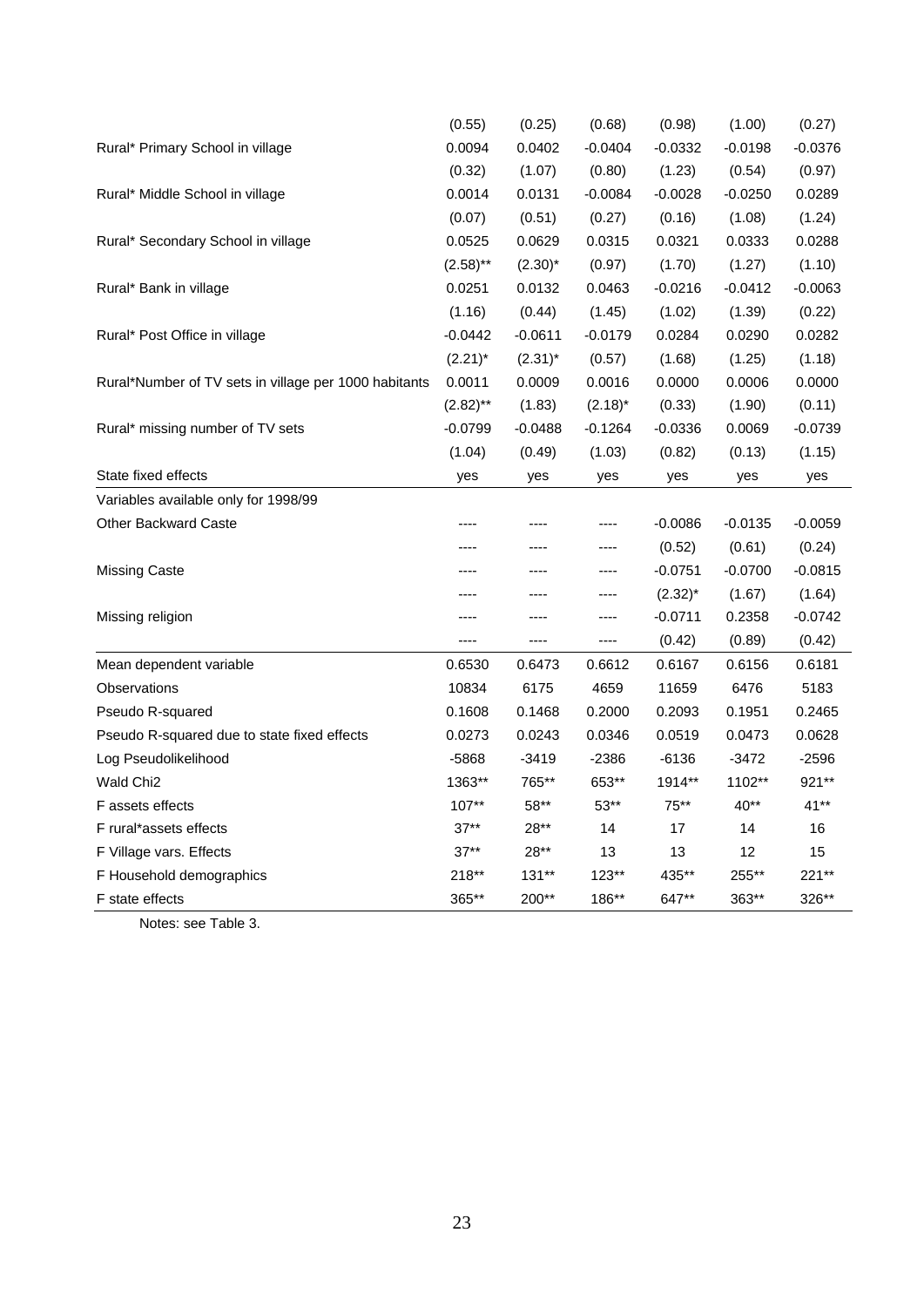| | | | | | | |
|---|---|---|---|---|---|---|
| | (0.55) | (0.25) | (0.68) | (0.98) | (1.00) | (0.27) |
| Rural* Primary School in village | 0.0094 | 0.0402 | -0.0404 | -0.0332 | -0.0198 | -0.0376 |
| | (0.32) | (1.07) | (0.80) | (1.23) | (0.54) | (0.97) |
| Rural* Middle School in village | 0.0014 | 0.0131 | -0.0084 | -0.0028 | -0.0250 | 0.0289 |
| | (0.07) | (0.51) | (0.27) | (0.16) | (1.08) | (1.24) |
| Rural* Secondary School in village | 0.0525 | 0.0629 | 0.0315 | 0.0321 | 0.0333 | 0.0288 |
| | (2.58)** | (2.30)* | (0.97) | (1.70) | (1.27) | (1.10) |
| Rural* Bank in village | 0.0251 | 0.0132 | 0.0463 | -0.0216 | -0.0412 | -0.0063 |
| | (1.16) | (0.44) | (1.45) | (1.02) | (1.39) | (0.22) |
| Rural* Post Office in village | -0.0442 | -0.0611 | -0.0179 | 0.0284 | 0.0290 | 0.0282 |
| | (2.21)* | (2.31)* | (0.57) | (1.68) | (1.25) | (1.18) |
| Rural*Number of TV sets in village per 1000 habitants | 0.0011 | 0.0009 | 0.0016 | 0.0000 | 0.0006 | 0.0000 |
| | (2.82)** | (1.83) | (2.18)* | (0.33) | (1.90) | (0.11) |
| Rural* missing number of TV sets | -0.0799 | -0.0488 | -0.1264 | -0.0336 | 0.0069 | -0.0739 |
| | (1.04) | (0.49) | (1.03) | (0.82) | (0.13) | (1.15) |
| State fixed effects | yes | yes | yes | yes | yes | yes |
| Variables available only for 1998/99 | | | | | | |
| Other Backward Caste | ---- | ---- | ---- | -0.0086 | -0.0135 | -0.0059 |
| | ---- | ---- | ---- | (0.52) | (0.61) | (0.24) |
| Missing Caste | ---- | ---- | ---- | -0.0751 | -0.0700 | -0.0815 |
| | ---- | ---- | ---- | (2.32)* | (1.67) | (1.64) |
| Missing religion | ---- | ---- | ---- | -0.0711 | 0.2358 | -0.0742 |
| | ---- | ---- | ---- | (0.42) | (0.89) | (0.42) |
| Mean dependent variable | 0.6530 | 0.6473 | 0.6612 | 0.6167 | 0.6156 | 0.6181 |
| Observations | 10834 | 6175 | 4659 | 11659 | 6476 | 5183 |
| Pseudo R-squared | 0.1608 | 0.1468 | 0.2000 | 0.2093 | 0.1951 | 0.2465 |
| Pseudo R-squared due to state fixed effects | 0.0273 | 0.0243 | 0.0346 | 0.0519 | 0.0473 | 0.0628 |
| Log Pseudolikelihood | -5868 | -3419 | -2386 | -6136 | -3472 | -2596 |
| Wald Chi2 | 1363** | 765** | 653** | 1914** | 1102** | 921** |
| F assets effects | 107** | 58** | 53** | 75** | 40** | 41** |
| F rural*assets effects | 37** | 28** | 14 | 17 | 14 | 16 |
| F Village vars. Effects | 37** | 28** | 13 | 13 | 12 | 15 |
| F Household demographics | 218** | 131** | 123** | 435** | 255** | 221** |
| F state effects | 365** | 200** | 186** | 647** | 363** | 326** |

Notes: see Table 3.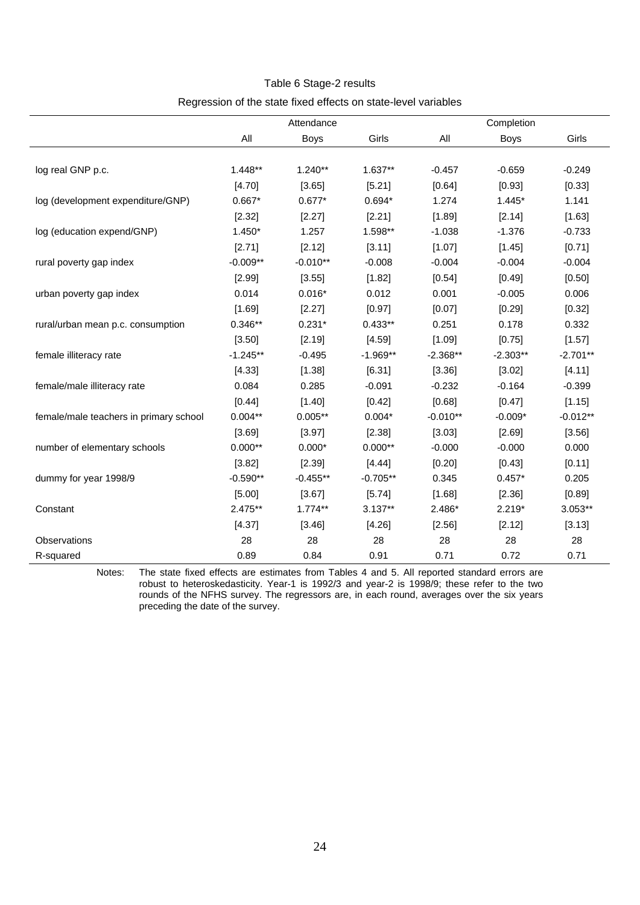Table 6 Stage-2 results

Regression of the state fixed effects on state-level variables

| | Attendance | | | Completion | | |
|---|---|---|---|---|---|---|
| | All | Boys | Girls | All | Boys | Girls |
| log real GNP p.c. | 1.448** | 1.240** | 1.637** | -0.457 | -0.659 | -0.249 |
| | [4.70] | [3.65] | [5.21] | [0.64] | [0.93] | [0.33] |
| log (development expenditure/GNP) | 0.667* | 0.677* | 0.694* | 1.274 | 1.445* | 1.141 |
| | [2.32] | [2.27] | [2.21] | [1.89] | [2.14] | [1.63] |
| log (education expend/GNP) | 1.450* | 1.257 | 1.598** | -1.038 | -1.376 | -0.733 |
| | [2.71] | [2.12] | [3.11] | [1.07] | [1.45] | [0.71] |
| rural poverty gap index | -0.009** | -0.010** | -0.008 | -0.004 | -0.004 | -0.004 |
| | [2.99] | [3.55] | [1.82] | [0.54] | [0.49] | [0.50] |
| urban poverty gap index | 0.014 | 0.016* | 0.012 | 0.001 | -0.005 | 0.006 |
| | [1.69] | [2.27] | [0.97] | [0.07] | [0.29] | [0.32] |
| rural/urban mean p.c. consumption | 0.346** | 0.231* | 0.433** | 0.251 | 0.178 | 0.332 |
| | [3.50] | [2.19] | [4.59] | [1.09] | [0.75] | [1.57] |
| female illiteracy rate | -1.245** | -0.495 | -1.969** | -2.368** | -2.303** | -2.701** |
| | [4.33] | [1.38] | [6.31] | [3.36] | [3.02] | [4.11] |
| female/male illiteracy rate | 0.084 | 0.285 | -0.091 | -0.232 | -0.164 | -0.399 |
| | [0.44] | [1.40] | [0.42] | [0.68] | [0.47] | [1.15] |
| female/male teachers in primary school | 0.004** | 0.005** | 0.004* | -0.010** | -0.009* | -0.012** |
| | [3.69] | [3.97] | [2.38] | [3.03] | [2.69] | [3.56] |
| number of elementary schools | 0.000** | 0.000* | 0.000** | -0.000 | -0.000 | 0.000 |
| | [3.82] | [2.39] | [4.44] | [0.20] | [0.43] | [0.11] |
| dummy for year 1998/9 | -0.590** | -0.455** | -0.705** | 0.345 | 0.457* | 0.205 |
| | [5.00] | [3.67] | [5.74] | [1.68] | [2.36] | [0.89] |
| Constant | 2.475** | 1.774** | 3.137** | 2.486* | 2.219* | 3.053** |
| | [4.37] | [3.46] | [4.26] | [2.56] | [2.12] | [3.13] |
| Observations | 28 | 28 | 28 | 28 | 28 | 28 |
| R-squared | 0.89 | 0.84 | 0.91 | 0.71 | 0.72 | 0.71 |

Notes: The state fixed effects are estimates from Tables 4 and 5. All reported standard errors are robust to heteroskedasticity. Year-1 is 1992/3 and year-2 is 1998/9; these refer to the two rounds of the NFHS survey. The regressors are, in each round, averages over the six years preceding the date of the survey.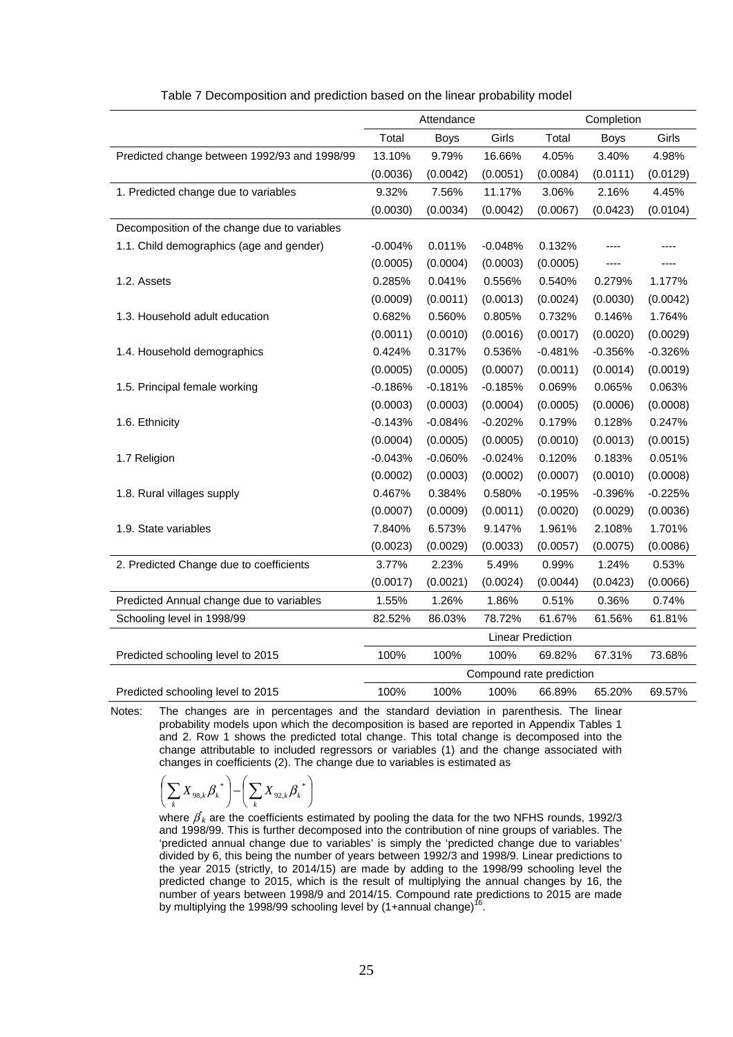Table 7 Decomposition and prediction based on the linear probability model

| | Attendance | | | Completion | | |
|---|---|---|---|---|---|---|
| | Total | Boys | Girls | Total | Boys | Girls |
| Predicted change between 1992/93 and 1998/99 | 13.10% | 9.79% | 16.66% | 4.05% | 3.40% | 4.98% |
| | (0.0036) | (0.0042) | (0.0051) | (0.0084) | (0.0111) | (0.0129) |
| 1. Predicted change due to variables | 9.32% | 7.56% | 11.17% | 3.06% | 2.16% | 4.45% |
| | (0.0030) | (0.0034) | (0.0042) | (0.0067) | (0.0423) | (0.0104) |
| Decomposition of the change due to variables | | | | | | |
| 1.1. Child demographics (age and gender) | -0.004% | 0.011% | -0.048% | 0.132% | ---- | ---- |
| | (0.0005) | (0.0004) | (0.0003) | (0.0005) | ---- | ---- |
| 1.2. Assets | 0.285% | 0.041% | 0.556% | 0.540% | 0.279% | 1.177% |
| | (0.0009) | (0.0011) | (0.0013) | (0.0024) | (0.0030) | (0.0042) |
| 1.3. Household adult education | 0.682% | 0.560% | 0.805% | 0.732% | 0.146% | 1.764% |
| | (0.0011) | (0.0010) | (0.0016) | (0.0017) | (0.0020) | (0.0029) |
| 1.4. Household demographics | 0.424% | 0.317% | 0.536% | -0.481% | -0.356% | -0.326% |
| | (0.0005) | (0.0005) | (0.0007) | (0.0011) | (0.0014) | (0.0019) |
| 1.5. Principal female working | -0.186% | -0.181% | -0.185% | 0.069% | 0.065% | 0.063% |
| | (0.0003) | (0.0003) | (0.0004) | (0.0005) | (0.0006) | (0.0008) |
| 1.6. Ethnicity | -0.143% | -0.084% | -0.202% | 0.179% | 0.128% | 0.247% |
| | (0.0004) | (0.0005) | (0.0005) | (0.0010) | (0.0013) | (0.0015) |
| 1.7 Religion | -0.043% | -0.060% | -0.024% | 0.120% | 0.183% | 0.051% |
| | (0.0002) | (0.0003) | (0.0002) | (0.0007) | (0.0010) | (0.0008) |
| 1.8. Rural villages supply | 0.467% | 0.384% | 0.580% | -0.195% | -0.396% | -0.225% |
| | (0.0007) | (0.0009) | (0.0011) | (0.0020) | (0.0029) | (0.0036) |
| 1.9. State variables | 7.840% | 6.573% | 9.147% | 1.961% | 2.108% | 1.701% |
| | (0.0023) | (0.0029) | (0.0033) | (0.0057) | (0.0075) | (0.0086) |
| 2. Predicted Change due to coefficients | 3.77% | 2.23% | 5.49% | 0.99% | 1.24% | 0.53% |
| | (0.0017) | (0.0021) | (0.0024) | (0.0044) | (0.0423) | (0.0066) |
| Predicted Annual change due to variables | 1.55% | 1.26% | 1.86% | 0.51% | 0.36% | 0.74% |
| Schooling level in 1998/99 | 82.52% | 86.03% | 78.72% | 61.67% | 61.56% | 61.81% |
| | Linear Prediction | | | | | |
| Predicted schooling level to 2015 | 100% | 100% | 100% | 69.82% | 67.31% | 73.68% |
| | Compound rate prediction | | | | | |
| Predicted schooling level to 2015 | 100% | 100% | 100% | 66.89% | 65.20% | 69.57% |

Notes: The changes are in percentages and the standard deviation in parenthesis. The linear probability models upon which the decomposition is based are reported in Appendix Tables 1 and 2. Row 1 shows the predicted total change. This total change is decomposed into the change attributable to included regressors or variables (1) and the change associated with changes in coefficients (2). The change due to variables is estimated as

$$\left( \sum_k X_{98,k} \beta_k^* \right) - \left( \sum_k X_{92,k} \beta_k^* \right)$$

where $\beta_k^*$ are the coefficients estimated by pooling the data for the two NFHS rounds, 1992/3 and 1998/99. This is further decomposed into the contribution of nine groups of variables. The 'predicted annual change due to variables' is simply the 'predicted change due to variables' divided by 6, this being the number of years between 1992/3 and 1998/9. Linear predictions to the year 2015 (strictly, to 2014/15) are made by adding to the 1998/99 schooling level the predicted change to 2015, which is the result of multiplying the annual changes by 16, the number of years between 1998/9 and 2014/15. Compound rate predictions to 2015 are made by multiplying the 1998/99 schooling level by $(1+\text{annual change})^{16}$.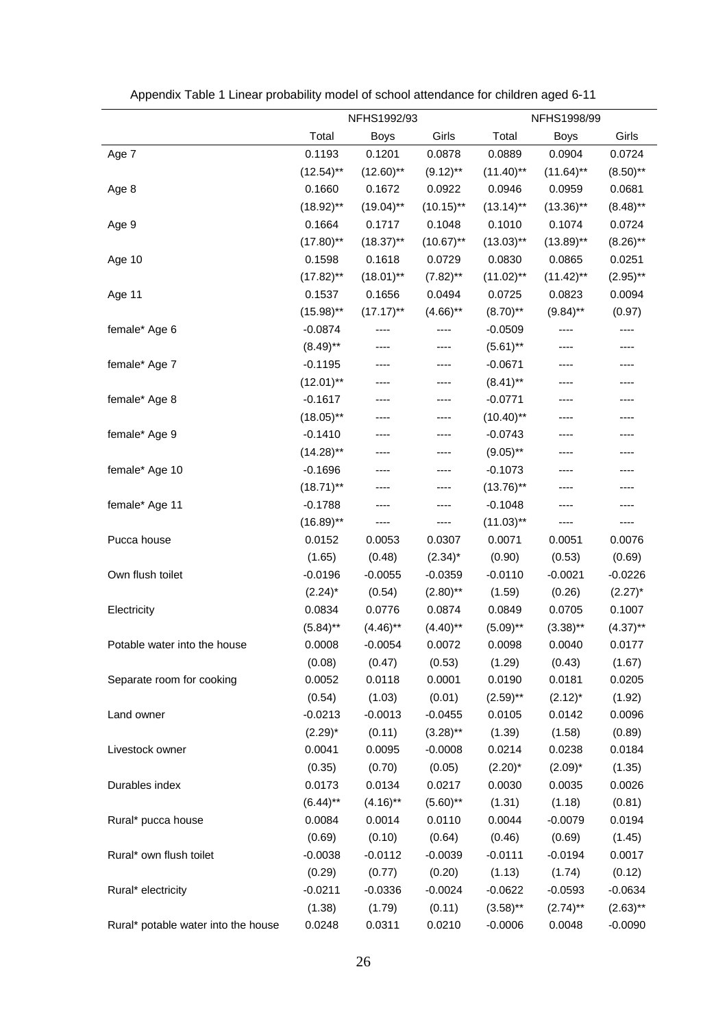Appendix Table 1 Linear probability model of school attendance for children aged 6-11

| | NFHS1992/93 | | | NFHS1998/99 | | |
|---|---|---|---|---|---|---|
| | Total | Boys | Girls | Total | Boys | Girls |
| Age 7 | 0.1193 | 0.1201 | 0.0878 | 0.0889 | 0.0904 | 0.0724 |
| | (12.54)** | (12.60)** | (9.12)** | (11.40)** | (11.64)** | (8.50)** |
| Age 8 | 0.1660 | 0.1672 | 0.0922 | 0.0946 | 0.0959 | 0.0681 |
| | (18.92)** | (19.04)** | (10.15)** | (13.14)** | (13.36)** | (8.48)** |
| Age 9 | 0.1664 | 0.1717 | 0.1048 | 0.1010 | 0.1074 | 0.0724 |
| | (17.80)** | (18.37)** | (10.67)** | (13.03)** | (13.89)** | (8.26)** |
| Age 10 | 0.1598 | 0.1618 | 0.0729 | 0.0830 | 0.0865 | 0.0251 |
| | (17.82)** | (18.01)** | (7.82)** | (11.02)** | (11.42)** | (2.95)** |
| Age 11 | 0.1537 | 0.1656 | 0.0494 | 0.0725 | 0.0823 | 0.0094 |
| | (15.98)** | (17.17)** | (4.66)** | (8.70)** | (9.84)** | (0.97) |
| female* Age 6 | -0.0874 | ---- | ---- | -0.0509 | ---- | ---- |
| | (8.49)** | ---- | ---- | (5.61)** | ---- | ---- |
| female* Age 7 | -0.1195 | ---- | ---- | -0.0671 | ---- | ---- |
| | (12.01)** | ---- | ---- | (8.41)** | ---- | ---- |
| female* Age 8 | -0.1617 | ---- | ---- | -0.0771 | ---- | ---- |
| | (18.05)** | ---- | ---- | (10.40)** | ---- | ---- |
| female* Age 9 | -0.1410 | ---- | ---- | -0.0743 | ---- | ---- |
| | (14.28)** | ---- | ---- | (9.05)** | ---- | ---- |
| female* Age 10 | -0.1696 | ---- | ---- | -0.1073 | ---- | ---- |
| | (18.71)** | ---- | ---- | (13.76)** | ---- | ---- |
| female* Age 11 | -0.1788 | ---- | ---- | -0.1048 | ---- | ---- |
| | (16.89)** | ---- | ---- | (11.03)** | ---- | ---- |
| Pucca house | 0.0152 | 0.0053 | 0.0307 | 0.0071 | 0.0051 | 0.0076 |
| | (1.65) | (0.48) | (2.34)* | (0.90) | (0.53) | (0.69) |
| Own flush toilet | -0.0196 | -0.0055 | -0.0359 | -0.0110 | -0.0021 | -0.0226 |
| | (2.24)* | (0.54) | (2.80)** | (1.59) | (0.26) | (2.27)* |
| Electricity | 0.0834 | 0.0776 | 0.0874 | 0.0849 | 0.0705 | 0.1007 |
| | (5.84)** | (4.46)** | (4.40)** | (5.09)** | (3.38)** | (4.37)** |
| Potable water into the house | 0.0008 | -0.0054 | 0.0072 | 0.0098 | 0.0040 | 0.0177 |
| | (0.08) | (0.47) | (0.53) | (1.29) | (0.43) | (1.67) |
| Separate room for cooking | 0.0052 | 0.0118 | 0.0001 | 0.0190 | 0.0181 | 0.0205 |
| | (0.54) | (1.03) | (0.01) | (2.59)** | (2.12)* | (1.92) |
| Land owner | -0.0213 | -0.0013 | -0.0455 | 0.0105 | 0.0142 | 0.0096 |
| | (2.29)* | (0.11) | (3.28)** | (1.39) | (1.58) | (0.89) |
| Livestock owner | 0.0041 | 0.0095 | -0.0008 | 0.0214 | 0.0238 | 0.0184 |
| | (0.35) | (0.70) | (0.05) | (2.20)* | (2.09)* | (1.35) |
| Durables index | 0.0173 | 0.0134 | 0.0217 | 0.0030 | 0.0035 | 0.0026 |
| | (6.44)** | (4.16)** | (5.60)** | (1.31) | (1.18) | (0.81) |
| Rural* pucca house | 0.0084 | 0.0014 | 0.0110 | 0.0044 | -0.0079 | 0.0194 |
| | (0.69) | (0.10) | (0.64) | (0.46) | (0.69) | (1.45) |
| Rural* own flush toilet | -0.0038 | -0.0112 | -0.0039 | -0.0111 | -0.0194 | 0.0017 |
| | (0.29) | (0.77) | (0.20) | (1.13) | (1.74) | (0.12) |
| Rural* electricity | -0.0211 | -0.0336 | -0.0024 | -0.0622 | -0.0593 | -0.0634 |
| | (1.38) | (1.79) | (0.11) | (3.58)** | (2.74)** | (2.63)** |
| Rural* potable water into the house | 0.0248 | 0.0311 | 0.0210 | -0.0006 | 0.0048 | -0.0090 |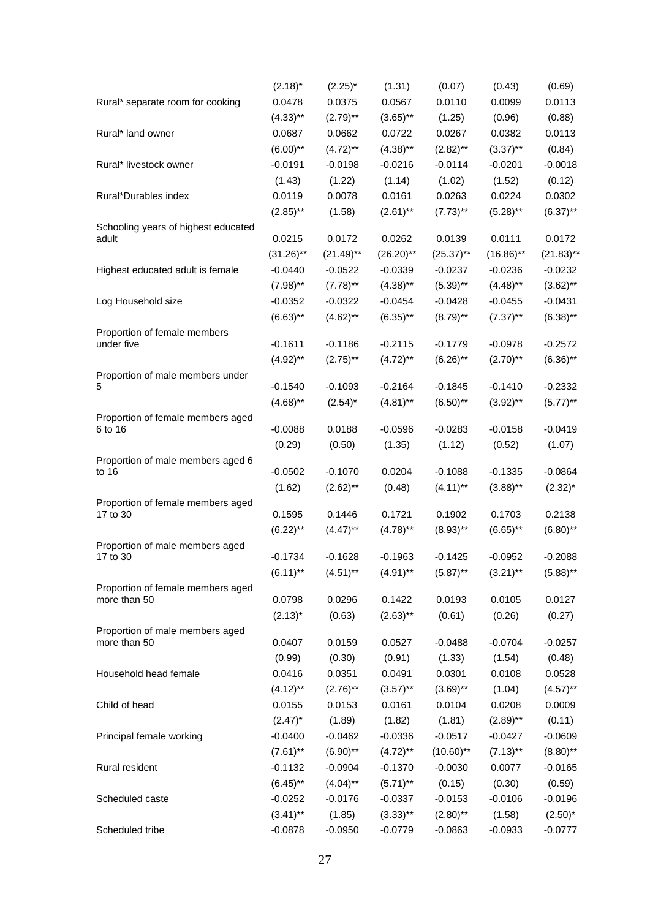| | | | | | | |
|---|---|---|---|---|---|---|
| | (2.18)* | (2.25)* | (1.31) | (0.07) | (0.43) | (0.69) |
| Rural* separate room for cooking | 0.0478 | 0.0375 | 0.0567 | 0.0110 | 0.0099 | 0.0113 |
| | (4.33)** | (2.79)** | (3.65)** | (1.25) | (0.96) | (0.88) |
| Rural* land owner | 0.0687 | 0.0662 | 0.0722 | 0.0267 | 0.0382 | 0.0113 |
| | (6.00)** | (4.72)** | (4.38)** | (2.82)** | (3.37)** | (0.84) |
| Rural* livestock owner | -0.0191 | -0.0198 | -0.0216 | -0.0114 | -0.0201 | -0.0018 |
| | (1.43) | (1.22) | (1.14) | (1.02) | (1.52) | (0.12) |
| Rural*Durables index | 0.0119 | 0.0078 | 0.0161 | 0.0263 | 0.0224 | 0.0302 |
| | (2.85)** | (1.58) | (2.61)** | (7.73)** | (5.28)** | (6.37)** |
| Schooling years of highest educated adult | 0.0215 | 0.0172 | 0.0262 | 0.0139 | 0.0111 | 0.0172 |
| | (31.26)** | (21.49)** | (26.20)** | (25.37)** | (16.86)** | (21.83)** |
| Highest educated adult is female | -0.0440 | -0.0522 | -0.0339 | -0.0237 | -0.0236 | -0.0232 |
| | (7.98)** | (7.78)** | (4.38)** | (5.39)** | (4.48)** | (3.62)** |
| Log Household size | -0.0352 | -0.0322 | -0.0454 | -0.0428 | -0.0455 | -0.0431 |
| | (6.63)** | (4.62)** | (6.35)** | (8.79)** | (7.37)** | (6.38)** |
| Proportion of female members under five | -0.1611 | -0.1186 | -0.2115 | -0.1779 | -0.0978 | -0.2572 |
| | (4.92)** | (2.75)** | (4.72)** | (6.26)** | (2.70)** | (6.36)** |
| Proportion of male members under 5 | -0.1540 | -0.1093 | -0.2164 | -0.1845 | -0.1410 | -0.2332 |
| | (4.68)** | (2.54)* | (4.81)** | (6.50)** | (3.92)** | (5.77)** |
| Proportion of female members aged 6 to 16 | -0.0088 | 0.0188 | -0.0596 | -0.0283 | -0.0158 | -0.0419 |
| | (0.29) | (0.50) | (1.35) | (1.12) | (0.52) | (1.07) |
| Proportion of male members aged 6 to 16 | -0.0502 | -0.1070 | 0.0204 | -0.1088 | -0.1335 | -0.0864 |
| | (1.62) | (2.62)** | (0.48) | (4.11)** | (3.88)** | (2.32)* |
| Proportion of female members aged 17 to 30 | 0.1595 | 0.1446 | 0.1721 | 0.1902 | 0.1703 | 0.2138 |
| | (6.22)** | (4.47)** | (4.78)** | (8.93)** | (6.65)** | (6.80)** |
| Proportion of male members aged 17 to 30 | -0.1734 | -0.1628 | -0.1963 | -0.1425 | -0.0952 | -0.2088 |
| | (6.11)** | (4.51)** | (4.91)** | (5.87)** | (3.21)** | (5.88)** |
| Proportion of female members aged more than 50 | 0.0798 | 0.0296 | 0.1422 | 0.0193 | 0.0105 | 0.0127 |
| | (2.13)* | (0.63) | (2.63)** | (0.61) | (0.26) | (0.27) |
| Proportion of male members aged more than 50 | 0.0407 | 0.0159 | 0.0527 | -0.0488 | -0.0704 | -0.0257 |
| | (0.99) | (0.30) | (0.91) | (1.33) | (1.54) | (0.48) |
| Household head female | 0.0416 | 0.0351 | 0.0491 | 0.0301 | 0.0108 | 0.0528 |
| | (4.12)** | (2.76)** | (3.57)** | (3.69)** | (1.04) | (4.57)** |
| Child of head | 0.0155 | 0.0153 | 0.0161 | 0.0104 | 0.0208 | 0.0009 |
| | (2.47)* | (1.89) | (1.82) | (1.81) | (2.89)** | (0.11) |
| Principal female working | -0.0400 | -0.0462 | -0.0336 | -0.0517 | -0.0427 | -0.0609 |
| | (7.61)** | (6.90)** | (4.72)** | (10.60)** | (7.13)** | (8.80)** |
| Rural resident | -0.1132 | -0.0904 | -0.1370 | -0.0030 | 0.0077 | -0.0165 |
| | (6.45)** | (4.04)** | (5.71)** | (0.15) | (0.30) | (0.59) |
| Scheduled caste | -0.0252 | -0.0176 | -0.0337 | -0.0153 | -0.0106 | -0.0196 |
| | (3.41)** | (1.85) | (3.33)** | (2.80)** | (1.58) | (2.50)* |
| Scheduled tribe | -0.0878 | -0.0950 | -0.0779 | -0.0863 | -0.0933 | -0.0777 |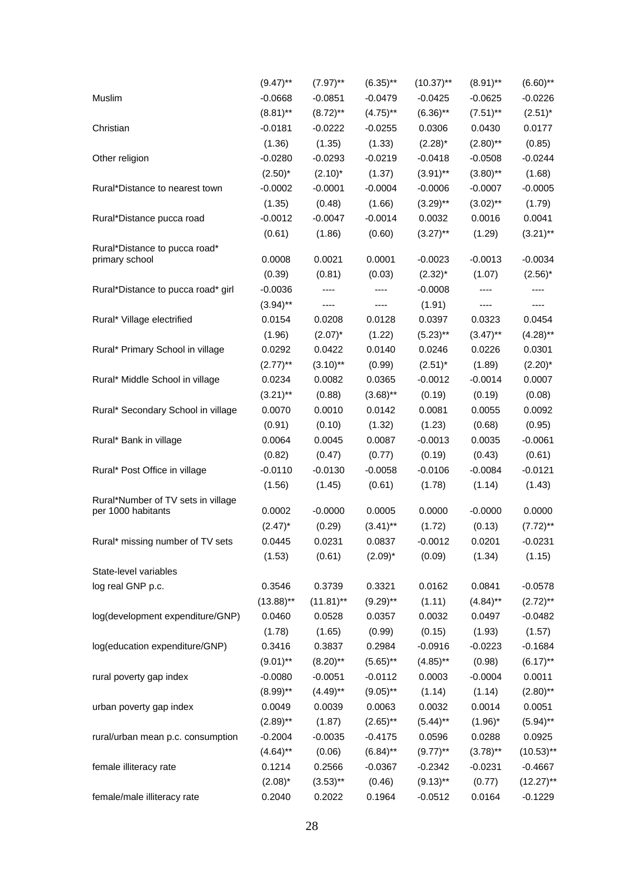| | | | | | | |
|---|---|---|---|---|---|---|
| | (9.47)** | (7.97)** | (6.35)** | (10.37)** | (8.91)** | (6.60)** |
| Muslim | -0.0668 | -0.0851 | -0.0479 | -0.0425 | -0.0625 | -0.0226 |
| | (8.81)** | (8.72)** | (4.75)** | (6.36)** | (7.51)** | (2.51)* |
| Christian | -0.0181 | -0.0222 | -0.0255 | 0.0306 | 0.0430 | 0.0177 |
| | (1.36) | (1.35) | (1.33) | (2.28)* | (2.80)** | (0.85) |
| Other religion | -0.0280 | -0.0293 | -0.0219 | -0.0418 | -0.0508 | -0.0244 |
| | (2.50)* | (2.10)* | (1.37) | (3.91)** | (3.80)** | (1.68) |
| Rural*Distance to nearest town | -0.0002 | -0.0001 | -0.0004 | -0.0006 | -0.0007 | -0.0005 |
| | (1.35) | (0.48) | (1.66) | (3.29)** | (3.02)** | (1.79) |
| Rural*Distance pucca road | -0.0012 | -0.0047 | -0.0014 | 0.0032 | 0.0016 | 0.0041 |
| | (0.61) | (1.86) | (0.60) | (3.27)** | (1.29) | (3.21)** |
| Rural*Distance to pucca road* primary school | 0.0008 | 0.0021 | 0.0001 | -0.0023 | -0.0013 | -0.0034 |
| | (0.39) | (0.81) | (0.03) | (2.32)* | (1.07) | (2.56)* |
| Rural*Distance to pucca road* girl | -0.0036 | ---- | ---- | -0.0008 | ---- | ---- |
| | (3.94)** | ---- | ---- | (1.91) | ---- | ---- |
| Rural* Village electrified | 0.0154 | 0.0208 | 0.0128 | 0.0397 | 0.0323 | 0.0454 |
| | (1.96) | (2.07)* | (1.22) | (5.23)** | (3.47)** | (4.28)** |
| Rural* Primary School in village | 0.0292 | 0.0422 | 0.0140 | 0.0246 | 0.0226 | 0.0301 |
| | (2.77)** | (3.10)** | (0.99) | (2.51)* | (1.89) | (2.20)* |
| Rural* Middle School in village | 0.0234 | 0.0082 | 0.0365 | -0.0012 | -0.0014 | 0.0007 |
| | (3.21)** | (0.88) | (3.68)** | (0.19) | (0.19) | (0.08) |
| Rural* Secondary School in village | 0.0070 | 0.0010 | 0.0142 | 0.0081 | 0.0055 | 0.0092 |
| | (0.91) | (0.10) | (1.32) | (1.23) | (0.68) | (0.95) |
| Rural* Bank in village | 0.0064 | 0.0045 | 0.0087 | -0.0013 | 0.0035 | -0.0061 |
| | (0.82) | (0.47) | (0.77) | (0.19) | (0.43) | (0.61) |
| Rural* Post Office in village | -0.0110 | -0.0130 | -0.0058 | -0.0106 | -0.0084 | -0.0121 |
| | (1.56) | (1.45) | (0.61) | (1.78) | (1.14) | (1.43) |
| Rural*Number of TV sets in village per 1000 habitants | 0.0002 | -0.0000 | 0.0005 | 0.0000 | -0.0000 | 0.0000 |
| | (2.47)* | (0.29) | (3.41)** | (1.72) | (0.13) | (7.72)** |
| Rural* missing number of TV sets | 0.0445 | 0.0231 | 0.0837 | -0.0012 | 0.0201 | -0.0231 |
| | (1.53) | (0.61) | (2.09)* | (0.09) | (1.34) | (1.15) |
| State-level variables | | | | | | |
| log real GNP p.c. | 0.3546 | 0.3739 | 0.3321 | 0.0162 | 0.0841 | -0.0578 |
| | (13.88)** | (11.81)** | (9.29)** | (1.11) | (4.84)** | (2.72)** |
| log(development expenditure/GNP) | 0.0460 | 0.0528 | 0.0357 | 0.0032 | 0.0497 | -0.0482 |
| | (1.78) | (1.65) | (0.99) | (0.15) | (1.93) | (1.57) |
| log(education expenditure/GNP) | 0.3416 | 0.3837 | 0.2984 | -0.0916 | -0.0223 | -0.1684 |
| | (9.01)** | (8.20)** | (5.65)** | (4.85)** | (0.98) | (6.17)** |
| rural poverty gap index | -0.0080 | -0.0051 | -0.0112 | 0.0003 | -0.0004 | 0.0011 |
| | (8.99)** | (4.49)** | (9.05)** | (1.14) | (1.14) | (2.80)** |
| urban poverty gap index | 0.0049 | 0.0039 | 0.0063 | 0.0032 | 0.0014 | 0.0051 |
| | (2.89)** | (1.87) | (2.65)** | (5.44)** | (1.96)* | (5.94)** |
| rural/urban mean p.c. consumption | -0.2004 | -0.0035 | -0.4175 | 0.0596 | 0.0288 | 0.0925 |
| | (4.64)** | (0.06) | (6.84)** | (9.77)** | (3.78)** | (10.53)** |
| female illiteracy rate | 0.1214 | 0.2566 | -0.0367 | -0.2342 | -0.0231 | -0.4667 |
| | (2.08)* | (3.53)** | (0.46) | (9.13)** | (0.77) | (12.27)** |
| female/male illiteracy rate | 0.2040 | 0.2022 | 0.1964 | -0.0512 | 0.0164 | -0.1229 |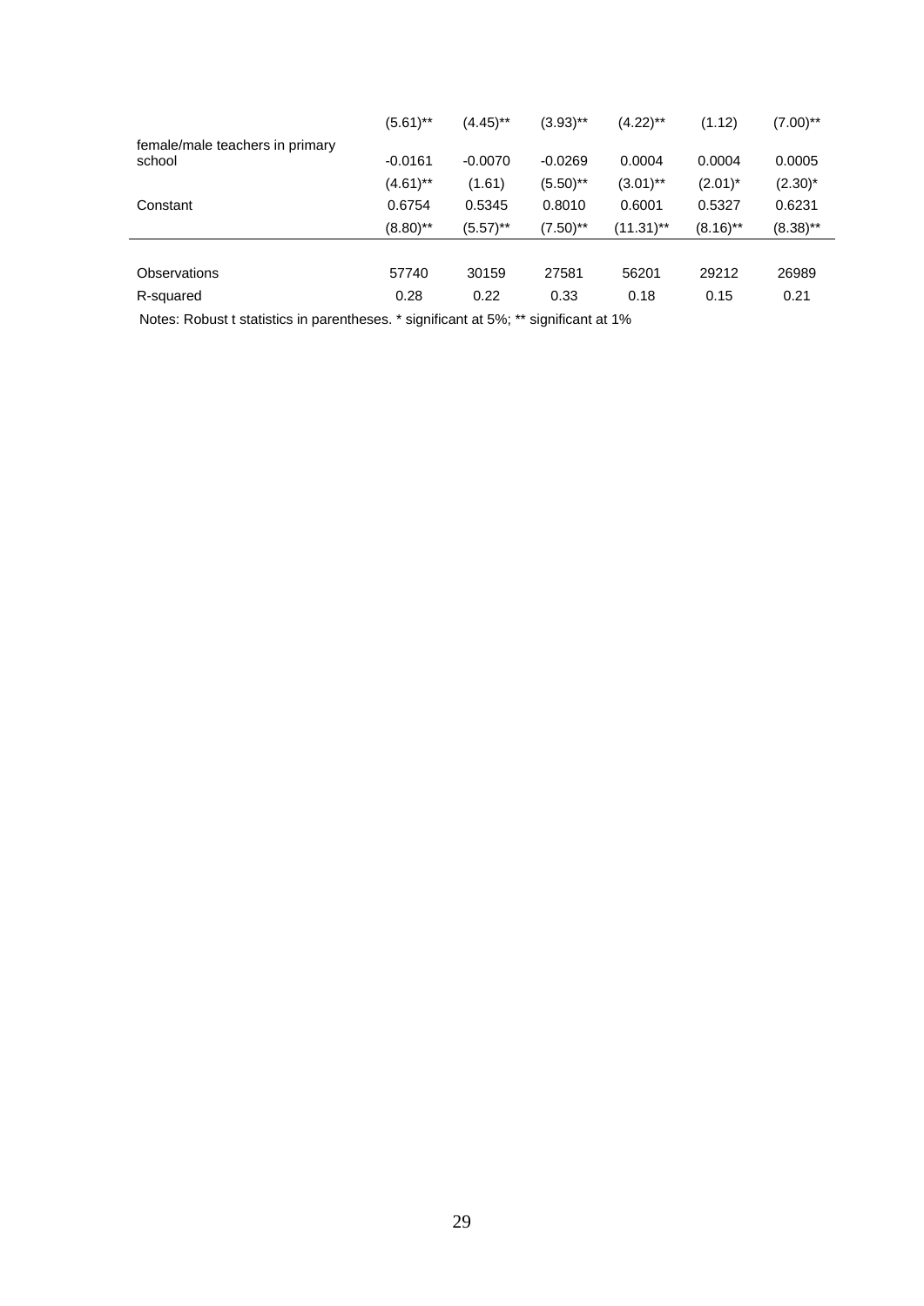| | | | | | | |
|---|---|---|---|---|---|---|
| | (5.61)** | (4.45)** | (3.93)** | (4.22)** | (1.12) | (7.00)** |
| female/male teachers in primary school | -0.0161 | -0.0070 | -0.0269 | 0.0004 | 0.0004 | 0.0005 |
| | (4.61)** | (1.61) | (5.50)** | (3.01)** | (2.01)* | (2.30)* |
| Constant | 0.6754 | 0.5345 | 0.8010 | 0.6001 | 0.5327 | 0.6231 |
| | (8.80)** | (5.57)** | (7.50)** | (11.31)** | (8.16)** | (8.38)** |
| Observations | 57740 | 30159 | 27581 | 56201 | 29212 | 26989 |
| R-squared | 0.28 | 0.22 | 0.33 | 0.18 | 0.15 | 0.21 |

Notes: Robust t statistics in parentheses. * significant at 5%; ** significant at 1%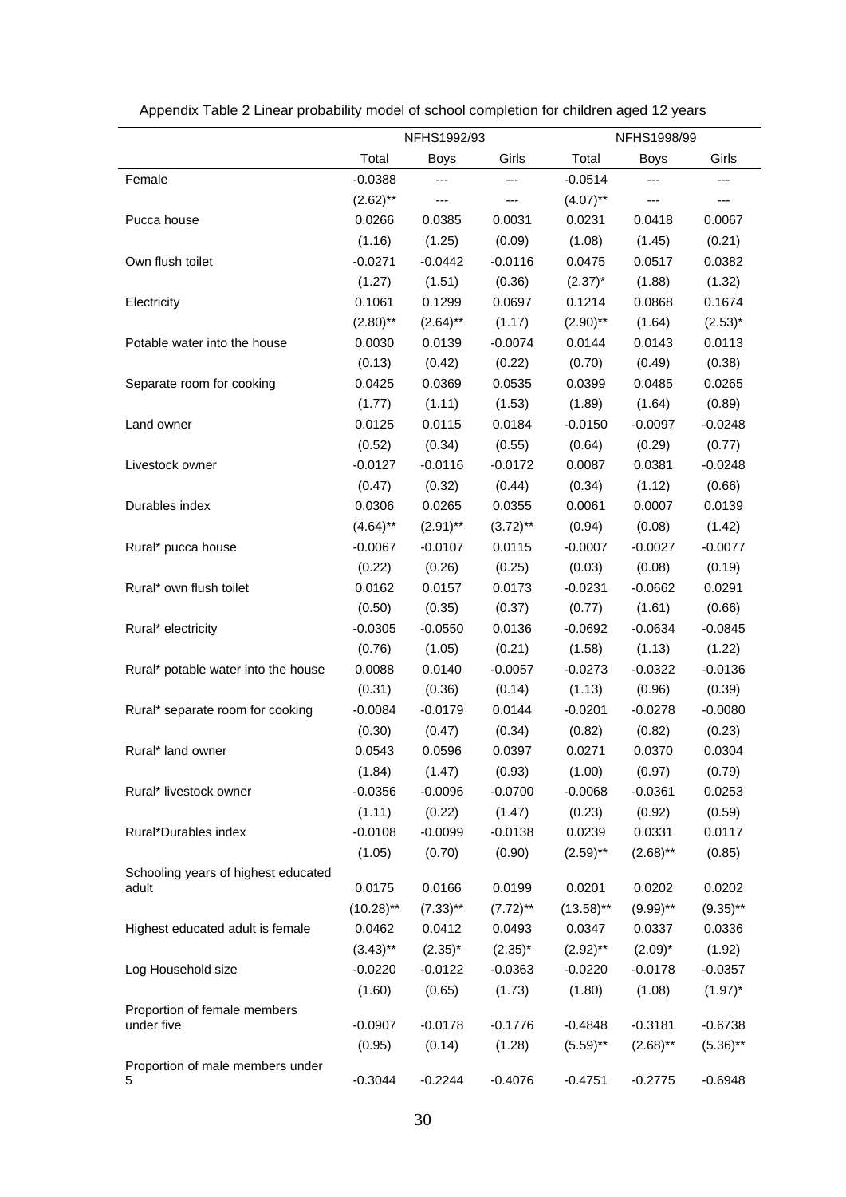Appendix Table 2 Linear probability model of school completion for children aged 12 years

| | NFHS1992/93 | | | NFHS1998/99 | | |
|---|---|---|---|---|---|---|
| | Total | Boys | Girls | Total | Boys | Girls |
| Female | -0.0388 | --- | --- | -0.0514 | --- | --- |
| | (2.62)** | --- | --- | (4.07)** | --- | --- |
| Pucca house | 0.0266 | 0.0385 | 0.0031 | 0.0231 | 0.0418 | 0.0067 |
| | (1.16) | (1.25) | (0.09) | (1.08) | (1.45) | (0.21) |
| Own flush toilet | -0.0271 | -0.0442 | -0.0116 | 0.0475 | 0.0517 | 0.0382 |
| | (1.27) | (1.51) | (0.36) | (2.37)* | (1.88) | (1.32) |
| Electricity | 0.1061 | 0.1299 | 0.0697 | 0.1214 | 0.0868 | 0.1674 |
| | (2.80)** | (2.64)** | (1.17) | (2.90)** | (1.64) | (2.53)* |
| Potable water into the house | 0.0030 | 0.0139 | -0.0074 | 0.0144 | 0.0143 | 0.0113 |
| | (0.13) | (0.42) | (0.22) | (0.70) | (0.49) | (0.38) |
| Separate room for cooking | 0.0425 | 0.0369 | 0.0535 | 0.0399 | 0.0485 | 0.0265 |
| | (1.77) | (1.11) | (1.53) | (1.89) | (1.64) | (0.89) |
| Land owner | 0.0125 | 0.0115 | 0.0184 | -0.0150 | -0.0097 | -0.0248 |
| | (0.52) | (0.34) | (0.55) | (0.64) | (0.29) | (0.77) |
| Livestock owner | -0.0127 | -0.0116 | -0.0172 | 0.0087 | 0.0381 | -0.0248 |
| | (0.47) | (0.32) | (0.44) | (0.34) | (1.12) | (0.66) |
| Durables index | 0.0306 | 0.0265 | 0.0355 | 0.0061 | 0.0007 | 0.0139 |
| | (4.64)** | (2.91)** | (3.72)** | (0.94) | (0.08) | (1.42) |
| Rural* pucca house | -0.0067 | -0.0107 | 0.0115 | -0.0007 | -0.0027 | -0.0077 |
| | (0.22) | (0.26) | (0.25) | (0.03) | (0.08) | (0.19) |
| Rural* own flush toilet | 0.0162 | 0.0157 | 0.0173 | -0.0231 | -0.0662 | 0.0291 |
| | (0.50) | (0.35) | (0.37) | (0.77) | (1.61) | (0.66) |
| Rural* electricity | -0.0305 | -0.0550 | 0.0136 | -0.0692 | -0.0634 | -0.0845 |
| | (0.76) | (1.05) | (0.21) | (1.58) | (1.13) | (1.22) |
| Rural* potable water into the house | 0.0088 | 0.0140 | -0.0057 | -0.0273 | -0.0322 | -0.0136 |
| | (0.31) | (0.36) | (0.14) | (1.13) | (0.96) | (0.39) |
| Rural* separate room for cooking | -0.0084 | -0.0179 | 0.0144 | -0.0201 | -0.0278 | -0.0080 |
| | (0.30) | (0.47) | (0.34) | (0.82) | (0.82) | (0.23) |
| Rural* land owner | 0.0543 | 0.0596 | 0.0397 | 0.0271 | 0.0370 | 0.0304 |
| | (1.84) | (1.47) | (0.93) | (1.00) | (0.97) | (0.79) |
| Rural* livestock owner | -0.0356 | -0.0096 | -0.0700 | -0.0068 | -0.0361 | 0.0253 |
| | (1.11) | (0.22) | (1.47) | (0.23) | (0.92) | (0.59) |
| Rural*Durables index | -0.0108 | -0.0099 | -0.0138 | 0.0239 | 0.0331 | 0.0117 |
| | (1.05) | (0.70) | (0.90) | (2.59)** | (2.68)** | (0.85) |
| Schooling years of highest educated adult | 0.0175 | 0.0166 | 0.0199 | 0.0201 | 0.0202 | 0.0202 |
| | (10.28)** | (7.33)** | (7.72)** | (13.58)** | (9.99)** | (9.35)** |
| Highest educated adult is female | 0.0462 | 0.0412 | 0.0493 | 0.0347 | 0.0337 | 0.0336 |
| | (3.43)** | (2.35)* | (2.35)* | (2.92)** | (2.09)* | (1.92) |
| Log Household size | -0.0220 | -0.0122 | -0.0363 | -0.0220 | -0.0178 | -0.0357 |
| | (1.60) | (0.65) | (1.73) | (1.80) | (1.08) | (1.97)* |
| Proportion of female members under five | -0.0907 | -0.0178 | -0.1776 | -0.4848 | -0.3181 | -0.6738 |
| | (0.95) | (0.14) | (1.28) | (5.59)** | (2.68)** | (5.36)** |
| Proportion of male members under 5 | -0.3044 | -0.2244 | -0.4076 | -0.4751 | -0.2775 | -0.6948 |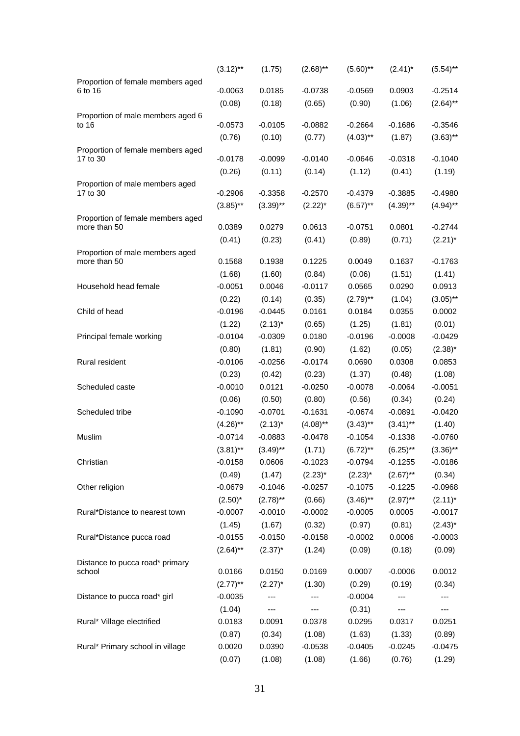| | | | | | | |
|---|---|---|---|---|---|---|
| | (3.12)** | (1.75) | (2.68)** | (5.60)** | (2.41)* | (5.54)** |
| Proportion of female members aged 6 to 16 | -0.0063 | 0.0185 | -0.0738 | -0.0569 | 0.0903 | -0.2514 |
| | (0.08) | (0.18) | (0.65) | (0.90) | (1.06) | (2.64)** |
| Proportion of male members aged 6 to 16 | -0.0573 | -0.0105 | -0.0882 | -0.2664 | -0.1686 | -0.3546 |
| | (0.76) | (0.10) | (0.77) | (4.03)** | (1.87) | (3.63)** |
| Proportion of female members aged 17 to 30 | -0.0178 | -0.0099 | -0.0140 | -0.0646 | -0.0318 | -0.1040 |
| | (0.26) | (0.11) | (0.14) | (1.12) | (0.41) | (1.19) |
| Proportion of male members aged 17 to 30 | -0.2906 | -0.3358 | -0.2570 | -0.4379 | -0.3885 | -0.4980 |
| | (3.85)** | (3.39)** | (2.22)* | (6.57)** | (4.39)** | (4.94)** |
| Proportion of female members aged more than 50 | 0.0389 | 0.0279 | 0.0613 | -0.0751 | 0.0801 | -0.2744 |
| | (0.41) | (0.23) | (0.41) | (0.89) | (0.71) | (2.21)* |
| Proportion of male members aged more than 50 | 0.1568 | 0.1938 | 0.1225 | 0.0049 | 0.1637 | -0.1763 |
| | (1.68) | (1.60) | (0.84) | (0.06) | (1.51) | (1.41) |
| Household head female | -0.0051 | 0.0046 | -0.0117 | 0.0565 | 0.0290 | 0.0913 |
| | (0.22) | (0.14) | (0.35) | (2.79)** | (1.04) | (3.05)** |
| Child of head | -0.0196 | -0.0445 | 0.0161 | 0.0184 | 0.0355 | 0.0002 |
| | (1.22) | (2.13)* | (0.65) | (1.25) | (1.81) | (0.01) |
| Principal female working | -0.0104 | -0.0309 | 0.0180 | -0.0196 | -0.0008 | -0.0429 |
| | (0.80) | (1.81) | (0.90) | (1.62) | (0.05) | (2.38)* |
| Rural resident | -0.0106 | -0.0256 | -0.0174 | 0.0690 | 0.0308 | 0.0853 |
| | (0.23) | (0.42) | (0.23) | (1.37) | (0.48) | (1.08) |
| Scheduled caste | -0.0010 | 0.0121 | -0.0250 | -0.0078 | -0.0064 | -0.0051 |
| | (0.06) | (0.50) | (0.80) | (0.56) | (0.34) | (0.24) |
| Scheduled tribe | -0.1090 | -0.0701 | -0.1631 | -0.0674 | -0.0891 | -0.0420 |
| | (4.26)** | (2.13)* | (4.08)** | (3.43)** | (3.41)** | (1.40) |
| Muslim | -0.0714 | -0.0883 | -0.0478 | -0.1054 | -0.1338 | -0.0760 |
| | (3.81)** | (3.49)** | (1.71) | (6.72)** | (6.25)** | (3.36)** |
| Christian | -0.0158 | 0.0606 | -0.1023 | -0.0794 | -0.1255 | -0.0186 |
| | (0.49) | (1.47) | (2.23)* | (2.23)* | (2.67)** | (0.34) |
| Other religion | -0.0679 | -0.1046 | -0.0257 | -0.1075 | -0.1225 | -0.0968 |
| | (2.50)* | (2.78)** | (0.66) | (3.46)** | (2.97)** | (2.11)* |
| Rural*Distance to nearest town | -0.0007 | -0.0010 | -0.0002 | -0.0005 | 0.0005 | -0.0017 |
| | (1.45) | (1.67) | (0.32) | (0.97) | (0.81) | (2.43)* |
| Rural*Distance pucca road | -0.0155 | -0.0150 | -0.0158 | -0.0002 | 0.0006 | -0.0003 |
| | (2.64)** | (2.37)* | (1.24) | (0.09) | (0.18) | (0.09) |
| Distance to pucca road* primary school | 0.0166 | 0.0150 | 0.0169 | 0.0007 | -0.0006 | 0.0012 |
| | (2.77)** | (2.27)* | (1.30) | (0.29) | (0.19) | (0.34) |
| Distance to pucca road* girl | -0.0035 | --- | --- | -0.0004 | --- | --- |
| | (1.04) | --- | --- | (0.31) | --- | --- |
| Rural* Village electrified | 0.0183 | 0.0091 | 0.0378 | 0.0295 | 0.0317 | 0.0251 |
| | (0.87) | (0.34) | (1.08) | (1.63) | (1.33) | (0.89) |
| Rural* Primary school in village | 0.0020 | 0.0390 | -0.0538 | -0.0405 | -0.0245 | -0.0475 |
| | (0.07) | (1.08) | (1.08) | (1.66) | (0.76) | (1.29) |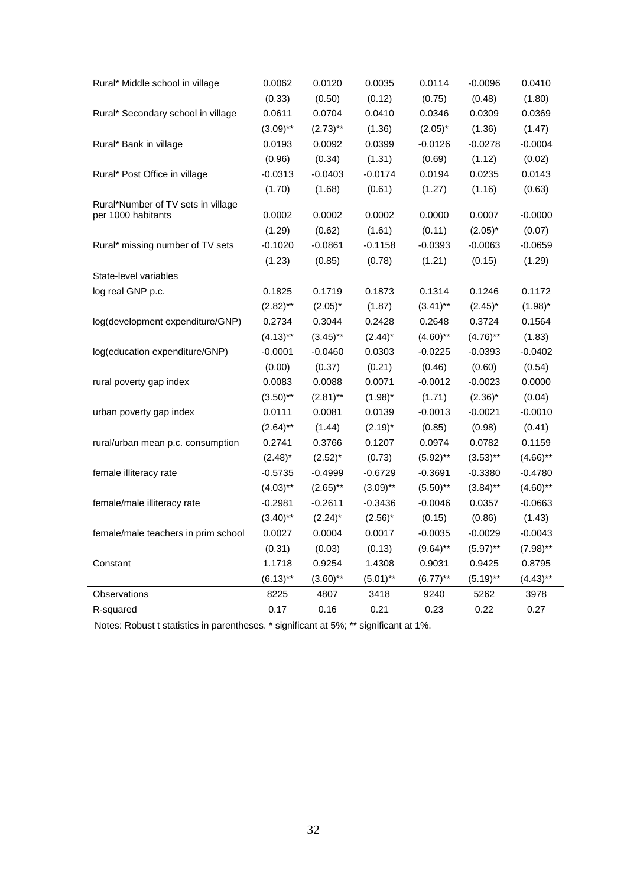| | | | | | | |
|---|---|---|---|---|---|---|
| Rural* Middle school in village | 0.0062 | 0.0120 | 0.0035 | 0.0114 | -0.0096 | 0.0410 |
| | (0.33) | (0.50) | (0.12) | (0.75) | (0.48) | (1.80) |
| Rural* Secondary school in village | 0.0611 | 0.0704 | 0.0410 | 0.0346 | 0.0309 | 0.0369 |
| | (3.09)** | (2.73)** | (1.36) | (2.05)* | (1.36) | (1.47) |
| Rural* Bank in village | 0.0193 | 0.0092 | 0.0399 | -0.0126 | -0.0278 | -0.0004 |
| | (0.96) | (0.34) | (1.31) | (0.69) | (1.12) | (0.02) |
| Rural* Post Office in village | -0.0313 | -0.0403 | -0.0174 | 0.0194 | 0.0235 | 0.0143 |
| | (1.70) | (1.68) | (0.61) | (1.27) | (1.16) | (0.63) |
| Rural*Number of TV sets in village per 1000 habitants | 0.0002 | 0.0002 | 0.0002 | 0.0000 | 0.0007 | -0.0000 |
| | (1.29) | (0.62) | (1.61) | (0.11) | (2.05)* | (0.07) |
| Rural* missing number of TV sets | -0.1020 | -0.0861 | -0.1158 | -0.0393 | -0.0063 | -0.0659 |
| | (1.23) | (0.85) | (0.78) | (1.21) | (0.15) | (1.29) |
| State-level variables | | | | | | |
| log real GNP p.c. | 0.1825 | 0.1719 | 0.1873 | 0.1314 | 0.1246 | 0.1172 |
| | (2.82)** | (2.05)* | (1.87) | (3.41)** | (2.45)* | (1.98)* |
| log(development expenditure/GNP) | 0.2734 | 0.3044 | 0.2428 | 0.2648 | 0.3724 | 0.1564 |
| | (4.13)** | (3.45)** | (2.44)* | (4.60)** | (4.76)** | (1.83) |
| log(education expenditure/GNP) | -0.0001 | -0.0460 | 0.0303 | -0.0225 | -0.0393 | -0.0402 |
| | (0.00) | (0.37) | (0.21) | (0.46) | (0.60) | (0.54) |
| rural poverty gap index | 0.0083 | 0.0088 | 0.0071 | -0.0012 | -0.0023 | 0.0000 |
| | (3.50)** | (2.81)** | (1.98)* | (1.71) | (2.36)* | (0.04) |
| urban poverty gap index | 0.0111 | 0.0081 | 0.0139 | -0.0013 | -0.0021 | -0.0010 |
| | (2.64)** | (1.44) | (2.19)* | (0.85) | (0.98) | (0.41) |
| rural/urban mean p.c. consumption | 0.2741 | 0.3766 | 0.1207 | 0.0974 | 0.0782 | 0.1159 |
| | (2.48)* | (2.52)* | (0.73) | (5.92)** | (3.53)** | (4.66)** |
| female illiteracy rate | -0.5735 | -0.4999 | -0.6729 | -0.3691 | -0.3380 | -0.4780 |
| | (4.03)** | (2.65)** | (3.09)** | (5.50)** | (3.84)** | (4.60)** |
| female/male illiteracy rate | -0.2981 | -0.2611 | -0.3436 | -0.0046 | 0.0357 | -0.0663 |
| | (3.40)** | (2.24)* | (2.56)* | (0.15) | (0.86) | (1.43) |
| female/male teachers in prim school | 0.0027 | 0.0004 | 0.0017 | -0.0035 | -0.0029 | -0.0043 |
| | (0.31) | (0.03) | (0.13) | (9.64)** | (5.97)** | (7.98)** |
| Constant | 1.1718 | 0.9254 | 1.4308 | 0.9031 | 0.9425 | 0.8795 |
| | (6.13)** | (3.60)** | (5.01)** | (6.77)** | (5.19)** | (4.43)** |
| Observations | 8225 | 4807 | 3418 | 9240 | 5262 | 3978 |
| R-squared | 0.17 | 0.16 | 0.21 | 0.23 | 0.22 | 0.27 |

Notes: Robust t statistics in parentheses. * significant at 5%; ** significant at 1%.